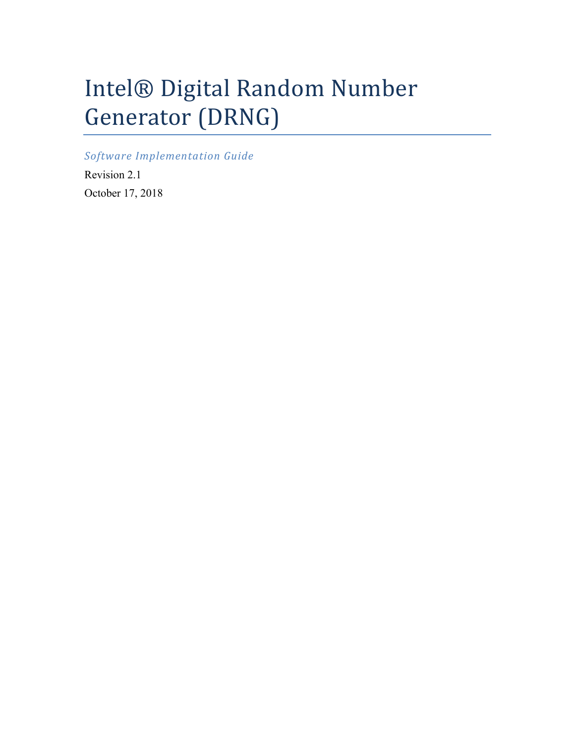# Intel® Digital Random Number Generator (DRNG)

*Software Implementation Guide*

Revision 2.1

October 17, 2018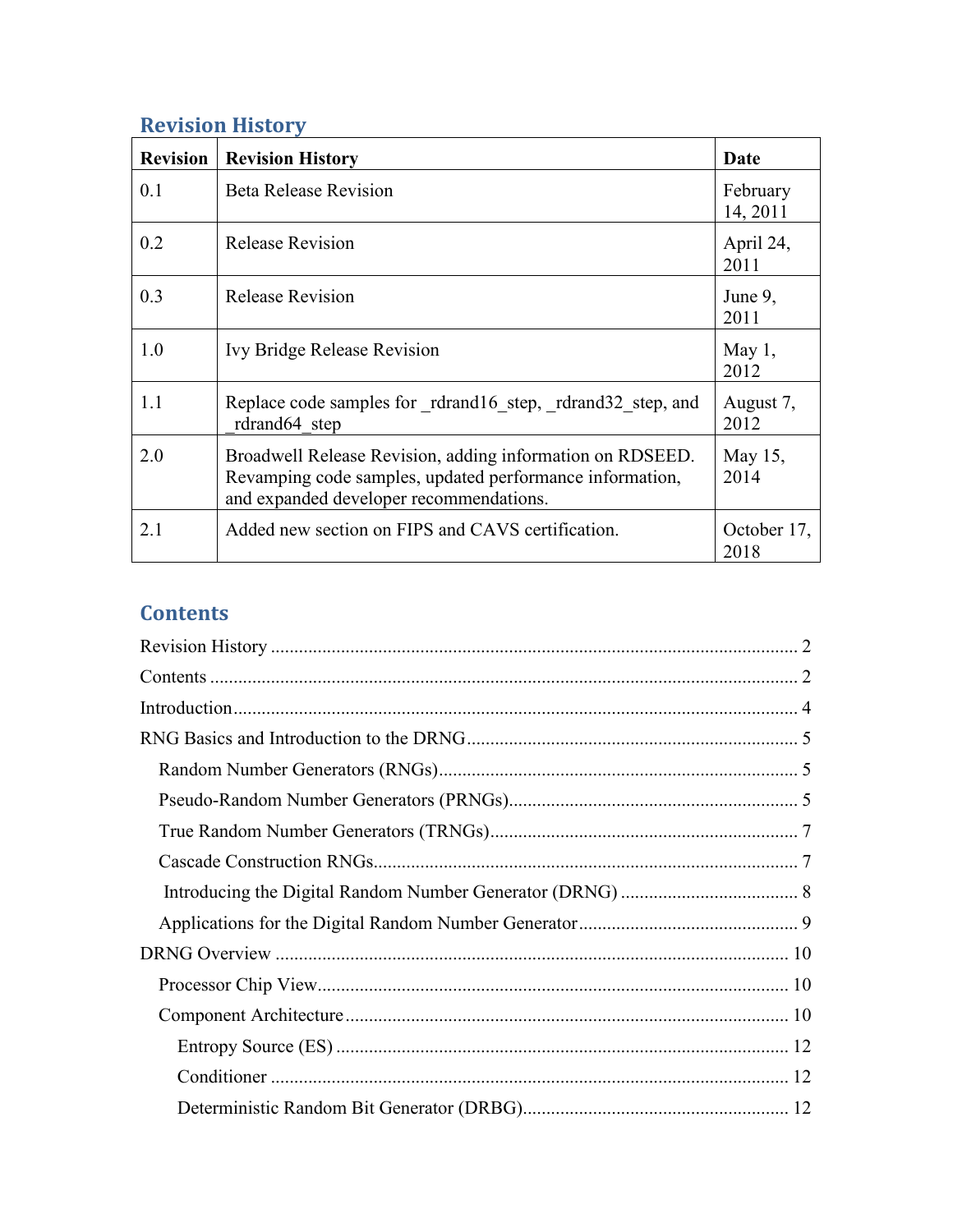## Revision History

| Revision | Revision History | Date |
|---|---|---|
| 0.1 | Beta Release Revision | February 14, 2011 |
| 0.2 | Release Revision | April 24, 2011 |
| 0.3 | Release Revision | June 9, 2011 |
| 1.0 | Ivy Bridge Release Revision | May 1, 2012 |
| 1.1 | Replace code samples for _rdrand16_step, _rdrand32_step, and _rdrand64_step | August 7, 2012 |
| 2.0 | Broadwell Release Revision, adding information on RDSEED. Revamping code samples, updated performance information, and expanded developer recommendations. | May 15, 2014 |
| 2.1 | Added new section on FIPS and CAVS certification. | October 17, 2018 |

## Contents

Revision History ........................................................................................................ 2

Contents ..................................................................................................................... 2

Introduction ................................................................................................................ 4

RNG Basics and Introduction to the DRNG ............................................................... 5

- Random Number Generators (RNGs) ..................................................................... 5
- Pseudo-Random Number Generators (PRNGs) ...................................................... 5
- True Random Number Generators (TRNGs) .......................................................... 7
- Cascade Construction RNGs .................................................................................. 7
- Introducing the Digital Random Number Generator (DRNG) .................................. 8
- Applications for the Digital Random Number Generator ......................................... 9

DRNG Overview ....................................................................................................... 10

- Processor Chip View ............................................................................................. 10
- Component Architecture ....................................................................................... 10
  - Entropy Source (ES) ........................................................................................ 12
  - Conditioner ...................................................................................................... 12
  - Deterministic Random Bit Generator (DRBG) .................................................. 12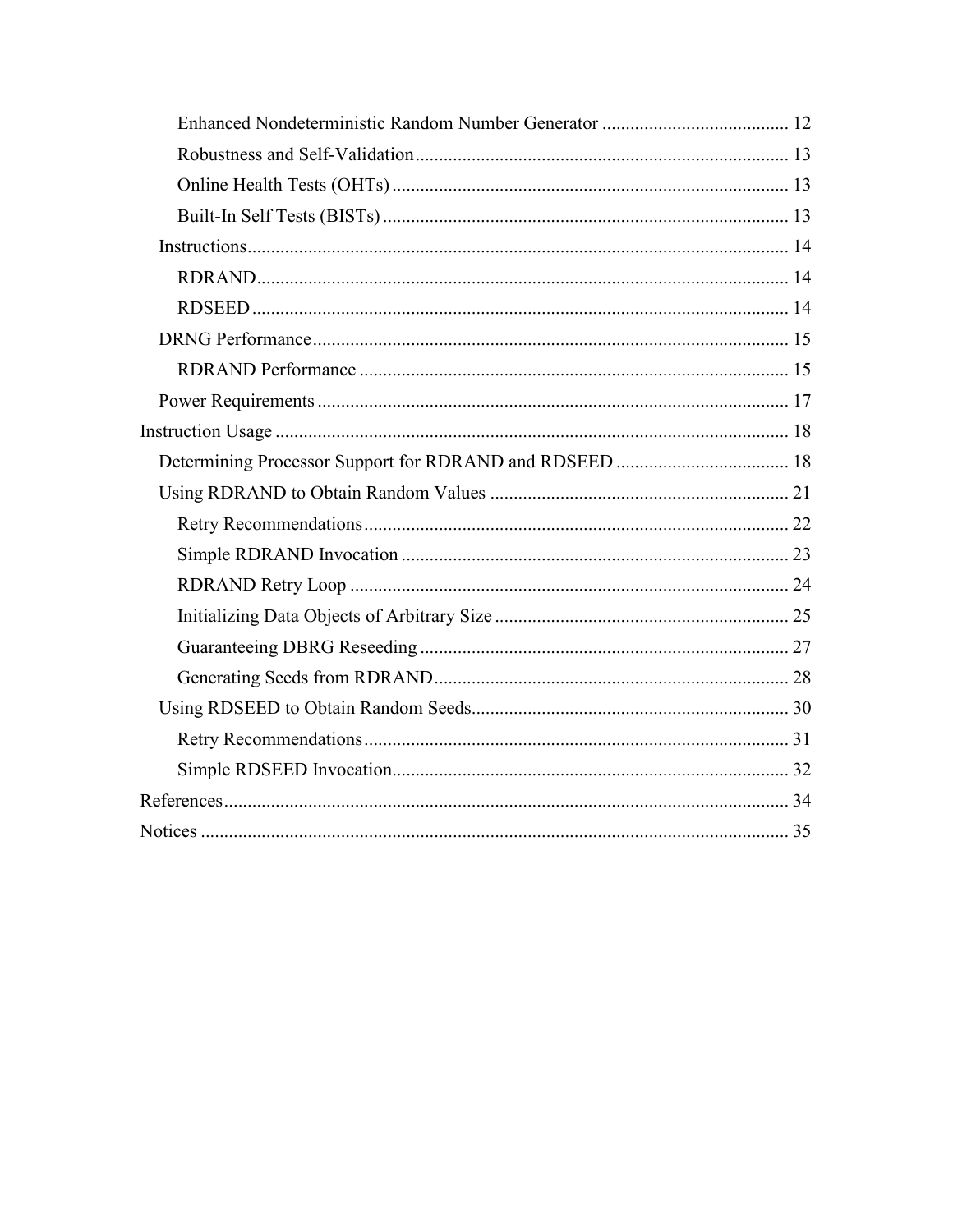- Enhanced Nondeterministic Random Number Generator ........................................ 12
- Robustness and Self-Validation ................................................................................ 13
- Online Health Tests (OHTs) ..................................................................................... 13
- Built-In Self Tests (BISTs) ....................................................................................... 13
- Instructions .................................................................................................................... 14
  - RDRAND .................................................................................................................. 14
  - RDSEED ................................................................................................................... 14
- DRNG Performance ...................................................................................................... 15
  - RDRAND Performance ............................................................................................ 15
- Power Requirements ..................................................................................................... 17

Instruction Usage ............................................................................................................... 18

- Determining Processor Support for RDRAND and RDSEED ...................................... 18
- Using RDRAND to Obtain Random Values ................................................................. 21
  - Retry Recommendations ........................................................................................... 22
  - Simple RDRAND Invocation ................................................................................... 23
  - RDRAND Retry Loop .............................................................................................. 24
  - Initializing Data Objects of Arbitrary Size ............................................................... 25
  - Guaranteeing DBRG Reseeding ............................................................................... 27
  - Generating Seeds from RDRAND ............................................................................ 28
- Using RDSEED to Obtain Random Seeds ..................................................................... 30
  - Retry Recommendations ........................................................................................... 31
  - Simple RDSEED Invocation ..................................................................................... 32

References .......................................................................................................................... 34

Notices ............................................................................................................................... 35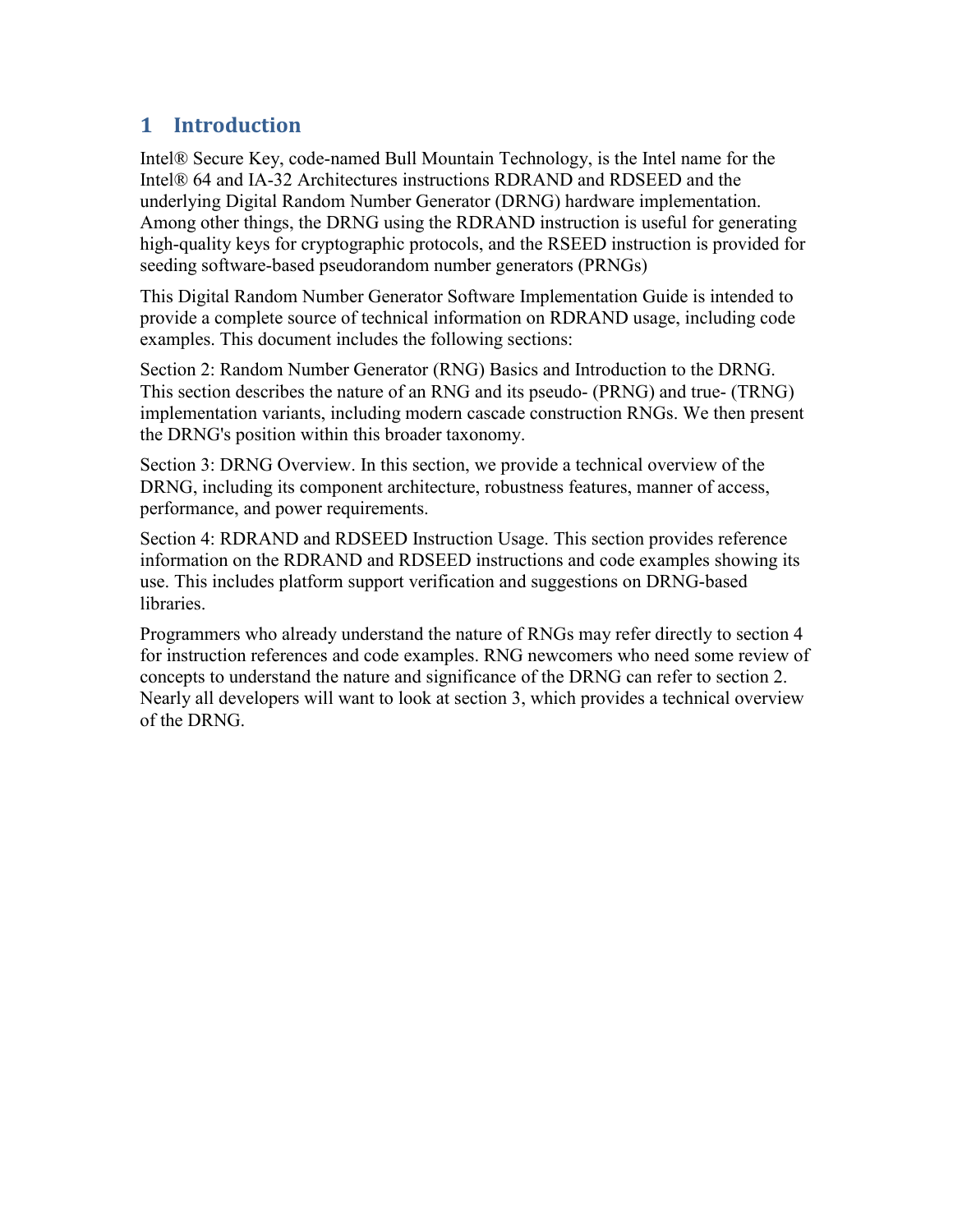# 1 Introduction

Intel® Secure Key, code-named Bull Mountain Technology, is the Intel name for the Intel® 64 and IA-32 Architectures instructions RDRAND and RDSEED and the underlying Digital Random Number Generator (DRNG) hardware implementation. Among other things, the DRNG using the RDRAND instruction is useful for generating high-quality keys for cryptographic protocols, and the RSEED instruction is provided for seeding software-based pseudorandom number generators (PRNGs)

This Digital Random Number Generator Software Implementation Guide is intended to provide a complete source of technical information on RDRAND usage, including code examples. This document includes the following sections:

Section 2: Random Number Generator (RNG) Basics and Introduction to the DRNG. This section describes the nature of an RNG and its pseudo- (PRNG) and true- (TRNG) implementation variants, including modern cascade construction RNGs. We then present the DRNG's position within this broader taxonomy.

Section 3: DRNG Overview. In this section, we provide a technical overview of the DRNG, including its component architecture, robustness features, manner of access, performance, and power requirements.

Section 4: RDRAND and RDSEED Instruction Usage. This section provides reference information on the RDRAND and RDSEED instructions and code examples showing its use. This includes platform support verification and suggestions on DRNG-based libraries.

Programmers who already understand the nature of RNGs may refer directly to section 4 for instruction references and code examples. RNG newcomers who need some review of concepts to understand the nature and significance of the DRNG can refer to section 2. Nearly all developers will want to look at section 3, which provides a technical overview of the DRNG.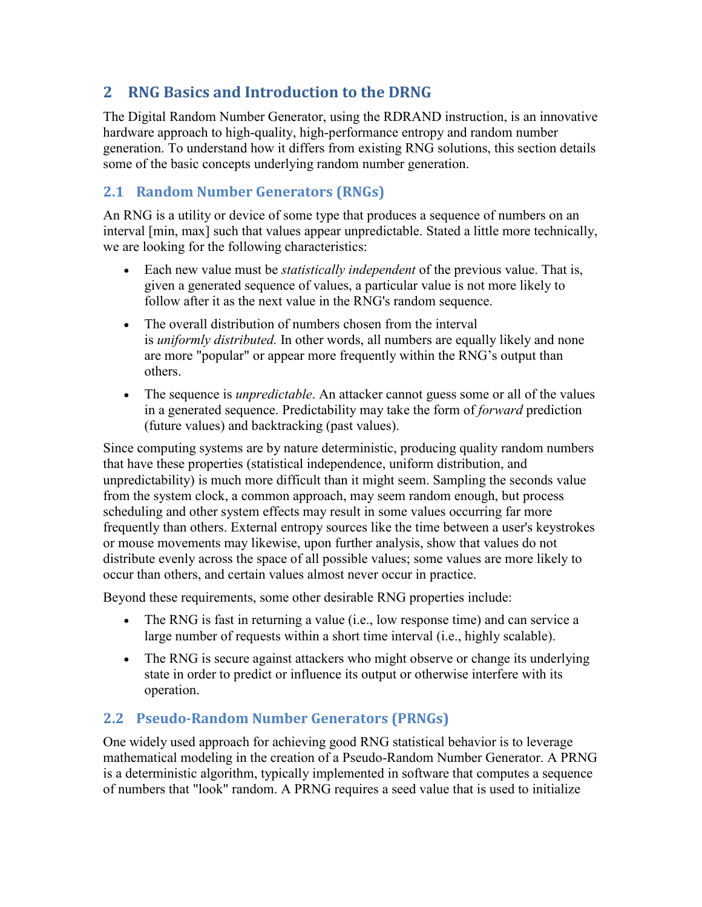## 2 RNG Basics and Introduction to the DRNG

The Digital Random Number Generator, using the RDRAND instruction, is an innovative hardware approach to high-quality, high-performance entropy and random number generation. To understand how it differs from existing RNG solutions, this section details some of the basic concepts underlying random number generation.

### 2.1 Random Number Generators (RNGs)

An RNG is a utility or device of some type that produces a sequence of numbers on an interval [min, max] such that values appear unpredictable. Stated a little more technically, we are looking for the following characteristics:

- Each new value must be *statistically independent* of the previous value. That is, given a generated sequence of values, a particular value is not more likely to follow after it as the next value in the RNG's random sequence.
- The overall distribution of numbers chosen from the interval is *uniformly distributed.* In other words, all numbers are equally likely and none are more "popular" or appear more frequently within the RNG's output than others.
- The sequence is *unpredictable*. An attacker cannot guess some or all of the values in a generated sequence. Predictability may take the form of *forward* prediction (future values) and backtracking (past values).

Since computing systems are by nature deterministic, producing quality random numbers that have these properties (statistical independence, uniform distribution, and unpredictability) is much more difficult than it might seem. Sampling the seconds value from the system clock, a common approach, may seem random enough, but process scheduling and other system effects may result in some values occurring far more frequently than others. External entropy sources like the time between a user's keystrokes or mouse movements may likewise, upon further analysis, show that values do not distribute evenly across the space of all possible values; some values are more likely to occur than others, and certain values almost never occur in practice.

Beyond these requirements, some other desirable RNG properties include:

- The RNG is fast in returning a value (i.e., low response time) and can service a large number of requests within a short time interval (i.e., highly scalable).
- The RNG is secure against attackers who might observe or change its underlying state in order to predict or influence its output or otherwise interfere with its operation.

### 2.2 Pseudo-Random Number Generators (PRNGs)

One widely used approach for achieving good RNG statistical behavior is to leverage mathematical modeling in the creation of a Pseudo-Random Number Generator. A PRNG is a deterministic algorithm, typically implemented in software that computes a sequence of numbers that "look" random. A PRNG requires a seed value that is used to initialize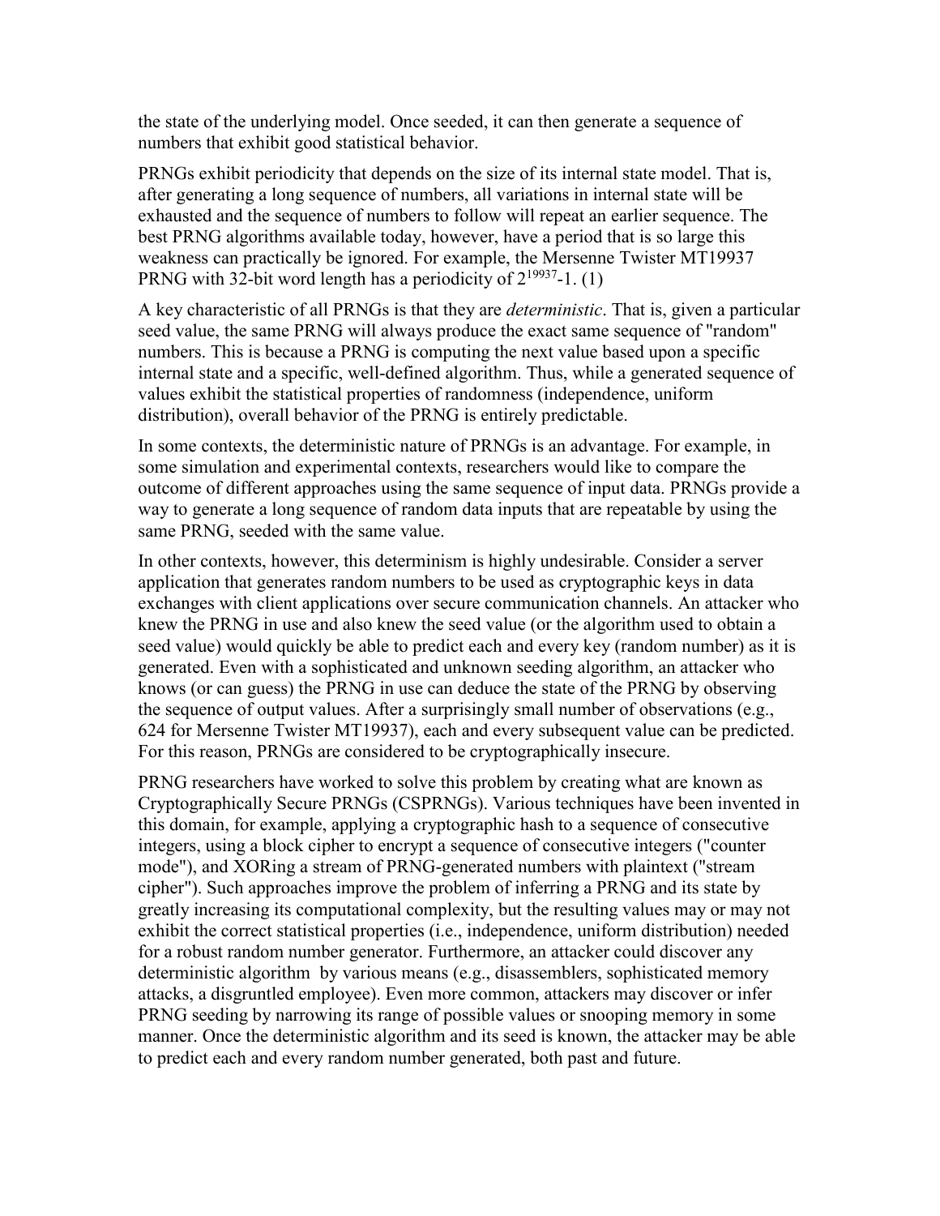the state of the underlying model. Once seeded, it can then generate a sequence of numbers that exhibit good statistical behavior.

PRNGs exhibit periodicity that depends on the size of its internal state model. That is, after generating a long sequence of numbers, all variations in internal state will be exhausted and the sequence of numbers to follow will repeat an earlier sequence. The best PRNG algorithms available today, however, have a period that is so large this weakness can practically be ignored. For example, the Mersenne Twister MT19937 PRNG with 32-bit word length has a periodicity of $2^{19937}$-1. (1)

A key characteristic of all PRNGs is that they are *deterministic*. That is, given a particular seed value, the same PRNG will always produce the exact same sequence of "random" numbers. This is because a PRNG is computing the next value based upon a specific internal state and a specific, well-defined algorithm. Thus, while a generated sequence of values exhibit the statistical properties of randomness (independence, uniform distribution), overall behavior of the PRNG is entirely predictable.

In some contexts, the deterministic nature of PRNGs is an advantage. For example, in some simulation and experimental contexts, researchers would like to compare the outcome of different approaches using the same sequence of input data. PRNGs provide a way to generate a long sequence of random data inputs that are repeatable by using the same PRNG, seeded with the same value.

In other contexts, however, this determinism is highly undesirable. Consider a server application that generates random numbers to be used as cryptographic keys in data exchanges with client applications over secure communication channels. An attacker who knew the PRNG in use and also knew the seed value (or the algorithm used to obtain a seed value) would quickly be able to predict each and every key (random number) as it is generated. Even with a sophisticated and unknown seeding algorithm, an attacker who knows (or can guess) the PRNG in use can deduce the state of the PRNG by observing the sequence of output values. After a surprisingly small number of observations (e.g., 624 for Mersenne Twister MT19937), each and every subsequent value can be predicted. For this reason, PRNGs are considered to be cryptographically insecure.

PRNG researchers have worked to solve this problem by creating what are known as Cryptographically Secure PRNGs (CSPRNGs). Various techniques have been invented in this domain, for example, applying a cryptographic hash to a sequence of consecutive integers, using a block cipher to encrypt a sequence of consecutive integers ("counter mode"), and XORing a stream of PRNG-generated numbers with plaintext ("stream cipher"). Such approaches improve the problem of inferring a PRNG and its state by greatly increasing its computational complexity, but the resulting values may or may not exhibit the correct statistical properties (i.e., independence, uniform distribution) needed for a robust random number generator. Furthermore, an attacker could discover any deterministic algorithm by various means (e.g., disassemblers, sophisticated memory attacks, a disgruntled employee). Even more common, attackers may discover or infer PRNG seeding by narrowing its range of possible values or snooping memory in some manner. Once the deterministic algorithm and its seed is known, the attacker may be able to predict each and every random number generated, both past and future.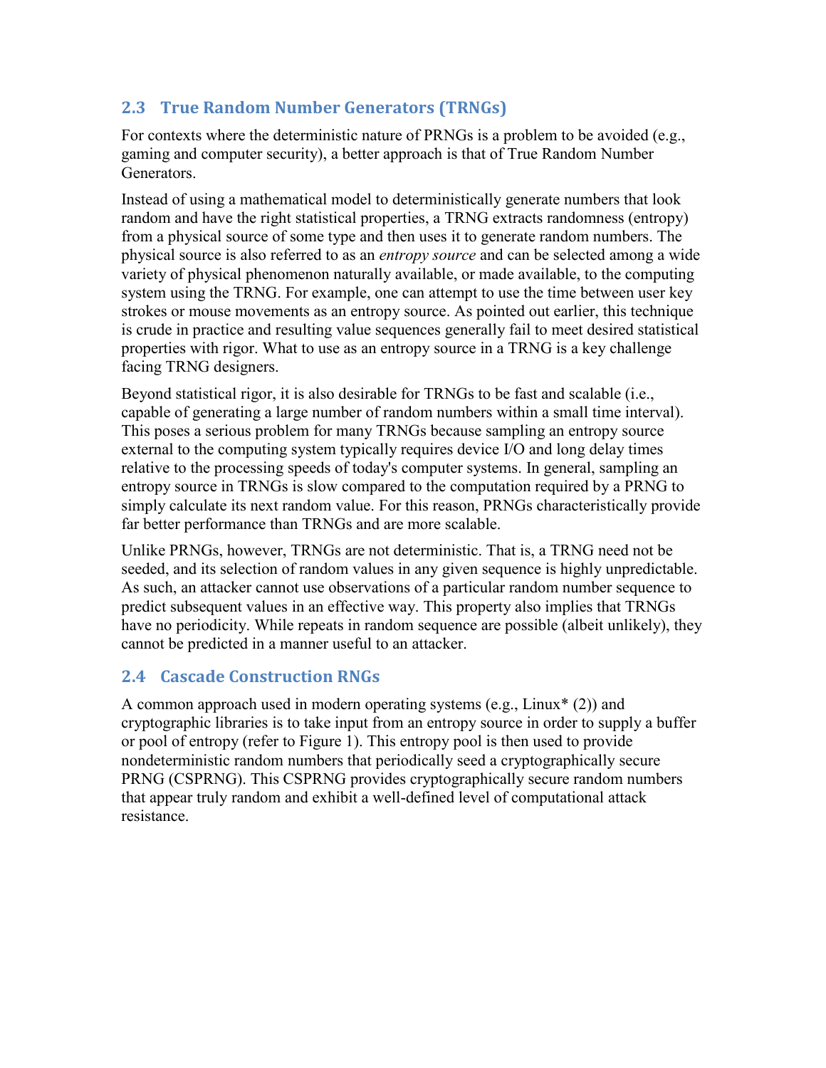## 2.3 True Random Number Generators (TRNGs)

For contexts where the deterministic nature of PRNGs is a problem to be avoided (e.g., gaming and computer security), a better approach is that of True Random Number Generators.

Instead of using a mathematical model to deterministically generate numbers that look random and have the right statistical properties, a TRNG extracts randomness (entropy) from a physical source of some type and then uses it to generate random numbers. The physical source is also referred to as an *entropy source* and can be selected among a wide variety of physical phenomenon naturally available, or made available, to the computing system using the TRNG. For example, one can attempt to use the time between user key strokes or mouse movements as an entropy source. As pointed out earlier, this technique is crude in practice and resulting value sequences generally fail to meet desired statistical properties with rigor. What to use as an entropy source in a TRNG is a key challenge facing TRNG designers.

Beyond statistical rigor, it is also desirable for TRNGs to be fast and scalable (i.e., capable of generating a large number of random numbers within a small time interval). This poses a serious problem for many TRNGs because sampling an entropy source external to the computing system typically requires device I/O and long delay times relative to the processing speeds of today's computer systems. In general, sampling an entropy source in TRNGs is slow compared to the computation required by a PRNG to simply calculate its next random value. For this reason, PRNGs characteristically provide far better performance than TRNGs and are more scalable.

Unlike PRNGs, however, TRNGs are not deterministic. That is, a TRNG need not be seeded, and its selection of random values in any given sequence is highly unpredictable. As such, an attacker cannot use observations of a particular random number sequence to predict subsequent values in an effective way. This property also implies that TRNGs have no periodicity. While repeats in random sequence are possible (albeit unlikely), they cannot be predicted in a manner useful to an attacker.

## 2.4 Cascade Construction RNGs

A common approach used in modern operating systems (e.g., Linux* (2)) and cryptographic libraries is to take input from an entropy source in order to supply a buffer or pool of entropy (refer to Figure 1). This entropy pool is then used to provide nondeterministic random numbers that periodically seed a cryptographically secure PRNG (CSPRNG). This CSPRNG provides cryptographically secure random numbers that appear truly random and exhibit a well-defined level of computational attack resistance.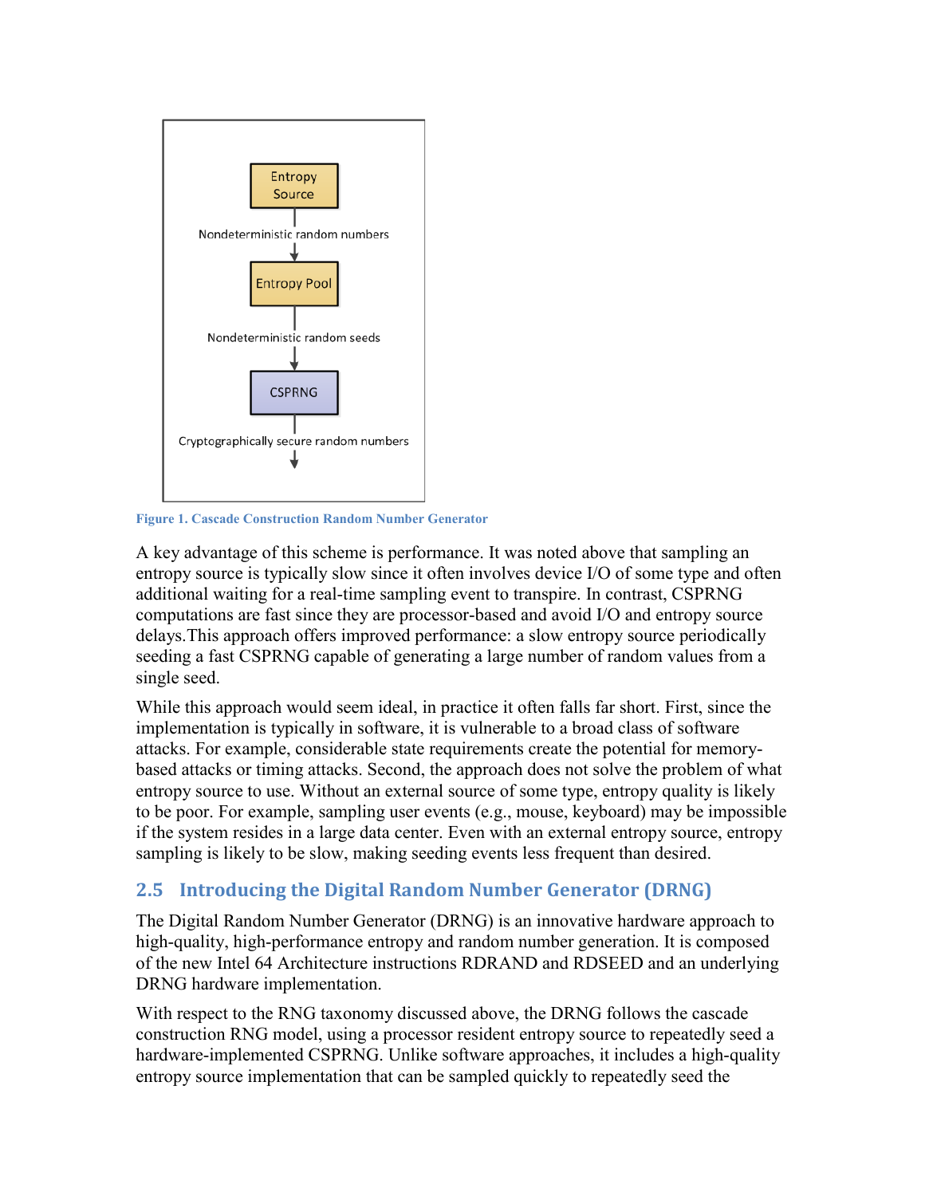Entropy Source

Nondeterministic random numbers

Entropy Pool

Nondeterministic random seeds

CSPRNG

Cryptographically secure random numbers

**Figure 1. Cascade Construction Random Number Generator**

A key advantage of this scheme is performance. It was noted above that sampling an entropy source is typically slow since it often involves device I/O of some type and often additional waiting for a real-time sampling event to transpire. In contrast, CSPRNG computations are fast since they are processor-based and avoid I/O and entropy source delays.This approach offers improved performance: a slow entropy source periodically seeding a fast CSPRNG capable of generating a large number of random values from a single seed.

While this approach would seem ideal, in practice it often falls far short. First, since the implementation is typically in software, it is vulnerable to a broad class of software attacks. For example, considerable state requirements create the potential for memory-based attacks or timing attacks. Second, the approach does not solve the problem of what entropy source to use. Without an external source of some type, entropy quality is likely to be poor. For example, sampling user events (e.g., mouse, keyboard) may be impossible if the system resides in a large data center. Even with an external entropy source, entropy sampling is likely to be slow, making seeding events less frequent than desired.

## 2.5 Introducing the Digital Random Number Generator (DRNG)

The Digital Random Number Generator (DRNG) is an innovative hardware approach to high-quality, high-performance entropy and random number generation. It is composed of the new Intel 64 Architecture instructions RDRAND and RDSEED and an underlying DRNG hardware implementation.

With respect to the RNG taxonomy discussed above, the DRNG follows the cascade construction RNG model, using a processor resident entropy source to repeatedly seed a hardware-implemented CSPRNG. Unlike software approaches, it includes a high-quality entropy source implementation that can be sampled quickly to repeatedly seed the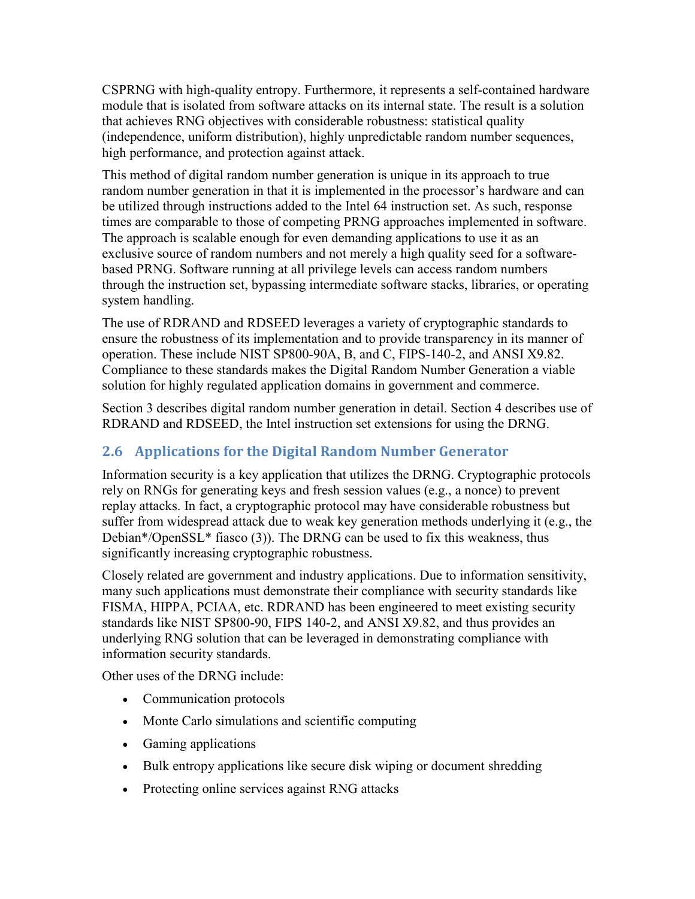CSPRNG with high-quality entropy. Furthermore, it represents a self-contained hardware module that is isolated from software attacks on its internal state. The result is a solution that achieves RNG objectives with considerable robustness: statistical quality (independence, uniform distribution), highly unpredictable random number sequences, high performance, and protection against attack.

This method of digital random number generation is unique in its approach to true random number generation in that it is implemented in the processor's hardware and can be utilized through instructions added to the Intel 64 instruction set. As such, response times are comparable to those of competing PRNG approaches implemented in software. The approach is scalable enough for even demanding applications to use it as an exclusive source of random numbers and not merely a high quality seed for a software-based PRNG. Software running at all privilege levels can access random numbers through the instruction set, bypassing intermediate software stacks, libraries, or operating system handling.

The use of RDRAND and RDSEED leverages a variety of cryptographic standards to ensure the robustness of its implementation and to provide transparency in its manner of operation. These include NIST SP800-90A, B, and C, FIPS-140-2, and ANSI X9.82. Compliance to these standards makes the Digital Random Number Generation a viable solution for highly regulated application domains in government and commerce.

Section 3 describes digital random number generation in detail. Section 4 describes use of RDRAND and RDSEED, the Intel instruction set extensions for using the DRNG.

## 2.6 Applications for the Digital Random Number Generator

Information security is a key application that utilizes the DRNG. Cryptographic protocols rely on RNGs for generating keys and fresh session values (e.g., a nonce) to prevent replay attacks. In fact, a cryptographic protocol may have considerable robustness but suffer from widespread attack due to weak key generation methods underlying it (e.g., the Debian*/OpenSSL* fiasco (3)). The DRNG can be used to fix this weakness, thus significantly increasing cryptographic robustness.

Closely related are government and industry applications. Due to information sensitivity, many such applications must demonstrate their compliance with security standards like FISMA, HIPPA, PCIAA, etc. RDRAND has been engineered to meet existing security standards like NIST SP800-90, FIPS 140-2, and ANSI X9.82, and thus provides an underlying RNG solution that can be leveraged in demonstrating compliance with information security standards.

Other uses of the DRNG include:

- Communication protocols
- Monte Carlo simulations and scientific computing
- Gaming applications
- Bulk entropy applications like secure disk wiping or document shredding
- Protecting online services against RNG attacks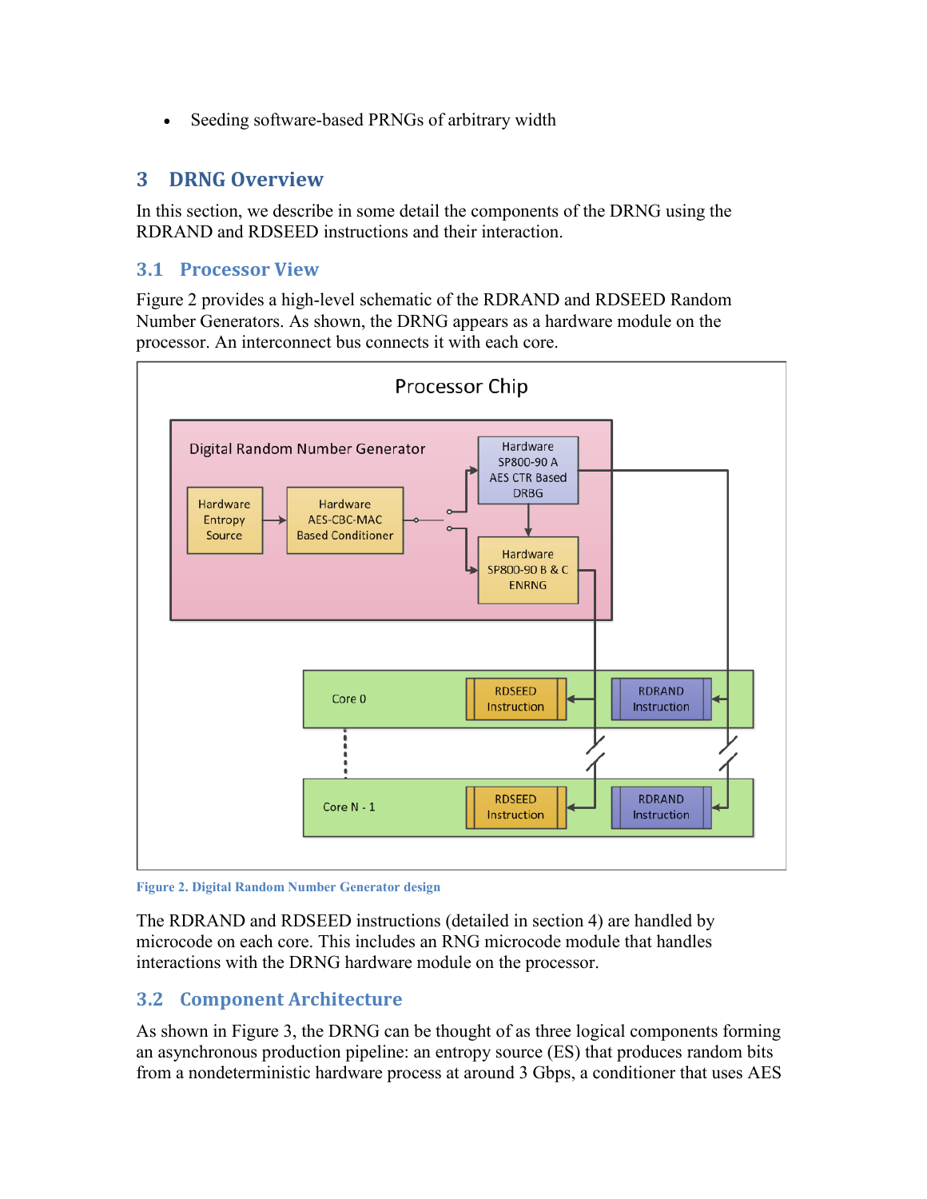- Seeding software-based PRNGs of arbitrary width

# 3 DRNG Overview

In this section, we describe in some detail the components of the DRNG using the RDRAND and RDSEED instructions and their interaction.

## 3.1 Processor View

Figure 2 provides a high-level schematic of the RDRAND and RDSEED Random Number Generators. As shown, the DRNG appears as a hardware module on the processor. An interconnect bus connects it with each core.

Figure 2. Digital Random Number Generator design

The RDRAND and RDSEED instructions (detailed in section 4) are handled by microcode on each core. This includes an RNG microcode module that handles interactions with the DRNG hardware module on the processor.

## 3.2 Component Architecture

As shown in Figure 3, the DRNG can be thought of as three logical components forming an asynchronous production pipeline: an entropy source (ES) that produces random bits from a nondeterministic hardware process at around 3 Gbps, a conditioner that uses AES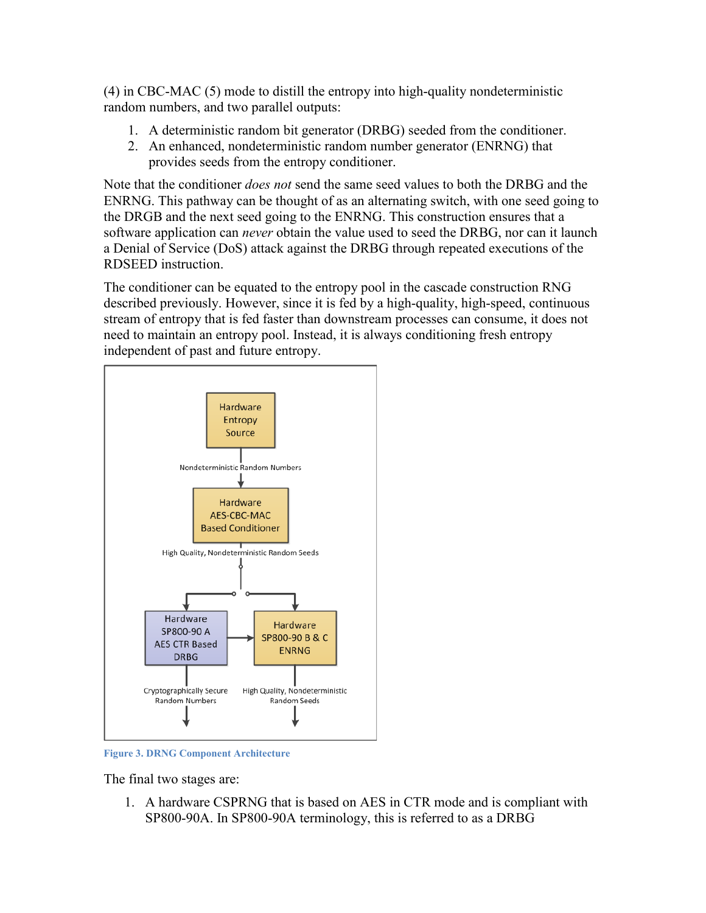(4) in CBC-MAC (5) mode to distill the entropy into high-quality nondeterministic random numbers, and two parallel outputs:

1. A deterministic random bit generator (DRBG) seeded from the conditioner.
2. An enhanced, nondeterministic random number generator (ENRNG) that provides seeds from the entropy conditioner.

Note that the conditioner *does not* send the same seed values to both the DRBG and the ENRNG. This pathway can be thought of as an alternating switch, with one seed going to the DRGB and the next seed going to the ENRNG. This construction ensures that a software application can *never* obtain the value used to seed the DRBG, nor can it launch a Denial of Service (DoS) attack against the DRBG through repeated executions of the RDSEED instruction.

The conditioner can be equated to the entropy pool in the cascade construction RNG described previously. However, since it is fed by a high-quality, high-speed, continuous stream of entropy that is fed faster than downstream processes can consume, it does not need to maintain an entropy pool. Instead, it is always conditioning fresh entropy independent of past and future entropy.

Hardware Entropy Source

Nondeterministic Random Numbers

Hardware AES-CBC-MAC Based Conditioner

High Quality, Nondeterministic Random Seeds

Hardware SP800-90 A AES CTR Based DRBG

Hardware SP800-90 B & C ENRNG

Cryptographically Secure Random Numbers

High Quality, Nondeterministic Random Seeds

**Figure 3. DRNG Component Architecture**

The final two stages are:

1. A hardware CSPRNG that is based on AES in CTR mode and is compliant with SP800-90A. In SP800-90A terminology, this is referred to as a DRBG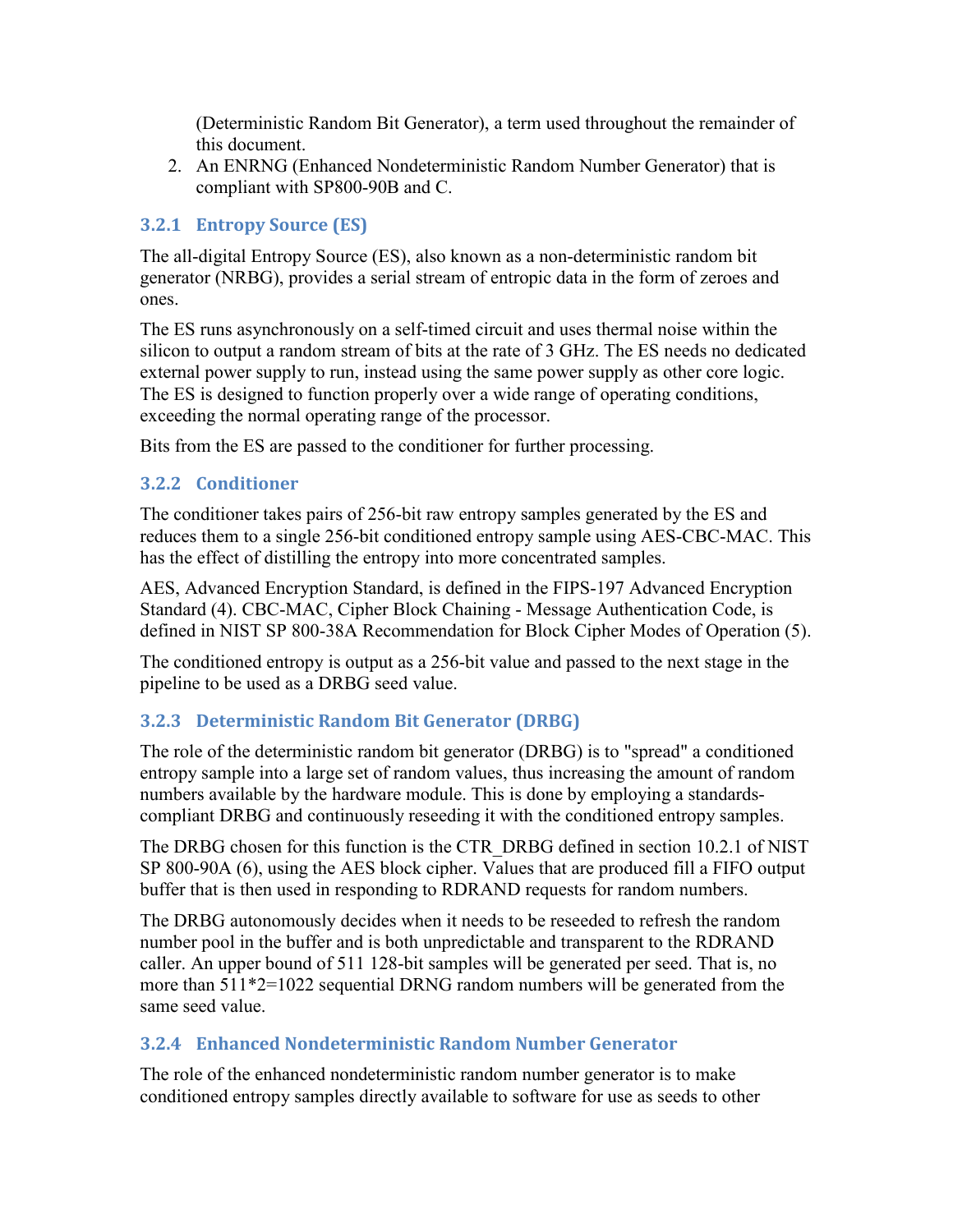(Deterministic Random Bit Generator), a term used throughout the remainder of this document.

2. An ENRNG (Enhanced Nondeterministic Random Number Generator) that is compliant with SP800-90B and C.

### 3.2.1 Entropy Source (ES)

The all-digital Entropy Source (ES), also known as a non-deterministic random bit generator (NRBG), provides a serial stream of entropic data in the form of zeroes and ones.

The ES runs asynchronously on a self-timed circuit and uses thermal noise within the silicon to output a random stream of bits at the rate of 3 GHz. The ES needs no dedicated external power supply to run, instead using the same power supply as other core logic. The ES is designed to function properly over a wide range of operating conditions, exceeding the normal operating range of the processor.

Bits from the ES are passed to the conditioner for further processing.

### 3.2.2 Conditioner

The conditioner takes pairs of 256-bit raw entropy samples generated by the ES and reduces them to a single 256-bit conditioned entropy sample using AES-CBC-MAC. This has the effect of distilling the entropy into more concentrated samples.

AES, Advanced Encryption Standard, is defined in the FIPS-197 Advanced Encryption Standard (4). CBC-MAC, Cipher Block Chaining - Message Authentication Code, is defined in NIST SP 800-38A Recommendation for Block Cipher Modes of Operation (5).

The conditioned entropy is output as a 256-bit value and passed to the next stage in the pipeline to be used as a DRBG seed value.

### 3.2.3 Deterministic Random Bit Generator (DRBG)

The role of the deterministic random bit generator (DRBG) is to "spread" a conditioned entropy sample into a large set of random values, thus increasing the amount of random numbers available by the hardware module. This is done by employing a standards-compliant DRBG and continuously reseeding it with the conditioned entropy samples.

The DRBG chosen for this function is the CTR_DRBG defined in section 10.2.1 of NIST SP 800-90A (6), using the AES block cipher. Values that are produced fill a FIFO output buffer that is then used in responding to RDRAND requests for random numbers.

The DRBG autonomously decides when it needs to be reseeded to refresh the random number pool in the buffer and is both unpredictable and transparent to the RDRAND caller. An upper bound of 511 128-bit samples will be generated per seed. That is, no more than 511*2=1022 sequential DRNG random numbers will be generated from the same seed value.

### 3.2.4 Enhanced Nondeterministic Random Number Generator

The role of the enhanced nondeterministic random number generator is to make conditioned entropy samples directly available to software for use as seeds to other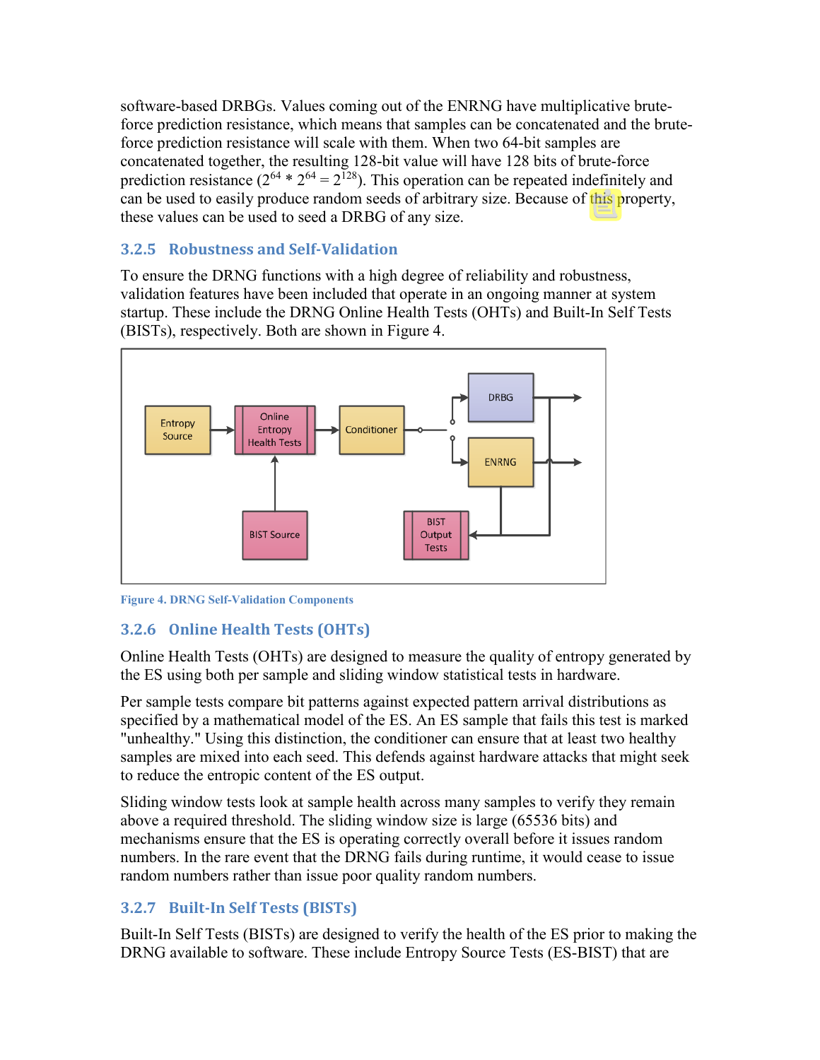software-based DRBGs. Values coming out of the ENRNG have multiplicative brute-force prediction resistance, which means that samples can be concatenated and the brute-force prediction resistance will scale with them. When two 64-bit samples are concatenated together, the resulting 128-bit value will have 128 bits of brute-force prediction resistance ($2^{64} * 2^{64} = 2^{128}$). This operation can be repeated indefinitely and can be used to easily produce random seeds of arbitrary size. Because of this property, these values can be used to seed a DRBG of any size.

### 3.2.5 Robustness and Self-Validation

To ensure the DRNG functions with a high degree of reliability and robustness, validation features have been included that operate in an ongoing manner at system startup. These include the DRNG Online Health Tests (OHTs) and Built-In Self Tests (BISTs), respectively. Both are shown in Figure 4.

Figure 4. DRNG Self-Validation Components

### 3.2.6 Online Health Tests (OHTs)

Online Health Tests (OHTs) are designed to measure the quality of entropy generated by the ES using both per sample and sliding window statistical tests in hardware.

Per sample tests compare bit patterns against expected pattern arrival distributions as specified by a mathematical model of the ES. An ES sample that fails this test is marked "unhealthy." Using this distinction, the conditioner can ensure that at least two healthy samples are mixed into each seed. This defends against hardware attacks that might seek to reduce the entropic content of the ES output.

Sliding window tests look at sample health across many samples to verify they remain above a required threshold. The sliding window size is large (65536 bits) and mechanisms ensure that the ES is operating correctly overall before it issues random numbers. In the rare event that the DRNG fails during runtime, it would cease to issue random numbers rather than issue poor quality random numbers.

### 3.2.7 Built-In Self Tests (BISTs)

Built-In Self Tests (BISTs) are designed to verify the health of the ES prior to making the DRNG available to software. These include Entropy Source Tests (ES-BIST) that are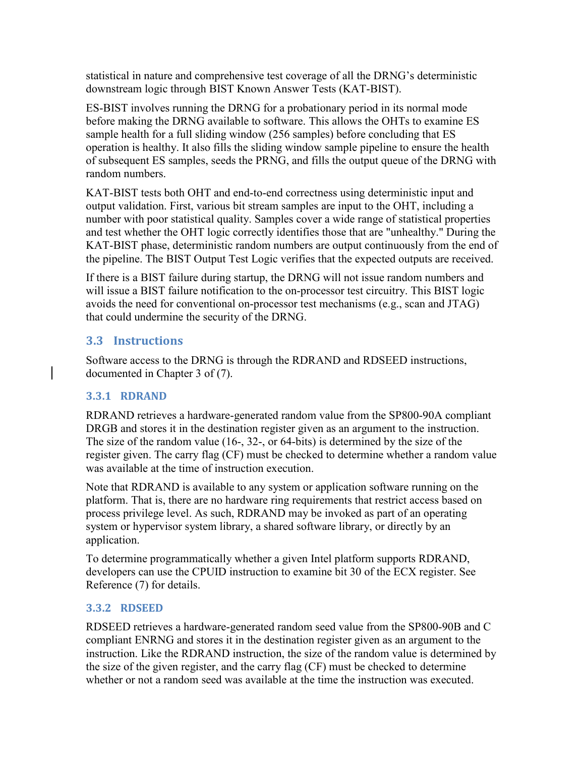statistical in nature and comprehensive test coverage of all the DRNG's deterministic downstream logic through BIST Known Answer Tests (KAT-BIST).

ES-BIST involves running the DRNG for a probationary period in its normal mode before making the DRNG available to software. This allows the OHTs to examine ES sample health for a full sliding window (256 samples) before concluding that ES operation is healthy. It also fills the sliding window sample pipeline to ensure the health of subsequent ES samples, seeds the PRNG, and fills the output queue of the DRNG with random numbers.

KAT-BIST tests both OHT and end-to-end correctness using deterministic input and output validation. First, various bit stream samples are input to the OHT, including a number with poor statistical quality. Samples cover a wide range of statistical properties and test whether the OHT logic correctly identifies those that are "unhealthy." During the KAT-BIST phase, deterministic random numbers are output continuously from the end of the pipeline. The BIST Output Test Logic verifies that the expected outputs are received.

If there is a BIST failure during startup, the DRNG will not issue random numbers and will issue a BIST failure notification to the on-processor test circuitry. This BIST logic avoids the need for conventional on-processor test mechanisms (e.g., scan and JTAG) that could undermine the security of the DRNG.

## 3.3 Instructions

Software access to the DRNG is through the RDRAND and RDSEED instructions, documented in Chapter 3 of (7).

### 3.3.1 RDRAND

RDRAND retrieves a hardware-generated random value from the SP800-90A compliant DRGB and stores it in the destination register given as an argument to the instruction. The size of the random value (16-, 32-, or 64-bits) is determined by the size of the register given. The carry flag (CF) must be checked to determine whether a random value was available at the time of instruction execution.

Note that RDRAND is available to any system or application software running on the platform. That is, there are no hardware ring requirements that restrict access based on process privilege level. As such, RDRAND may be invoked as part of an operating system or hypervisor system library, a shared software library, or directly by an application.

To determine programmatically whether a given Intel platform supports RDRAND, developers can use the CPUID instruction to examine bit 30 of the ECX register. See Reference (7) for details.

### 3.3.2 RDSEED

RDSEED retrieves a hardware-generated random seed value from the SP800-90B and C compliant ENRNG and stores it in the destination register given as an argument to the instruction. Like the RDRAND instruction, the size of the random value is determined by the size of the given register, and the carry flag (CF) must be checked to determine whether or not a random seed was available at the time the instruction was executed.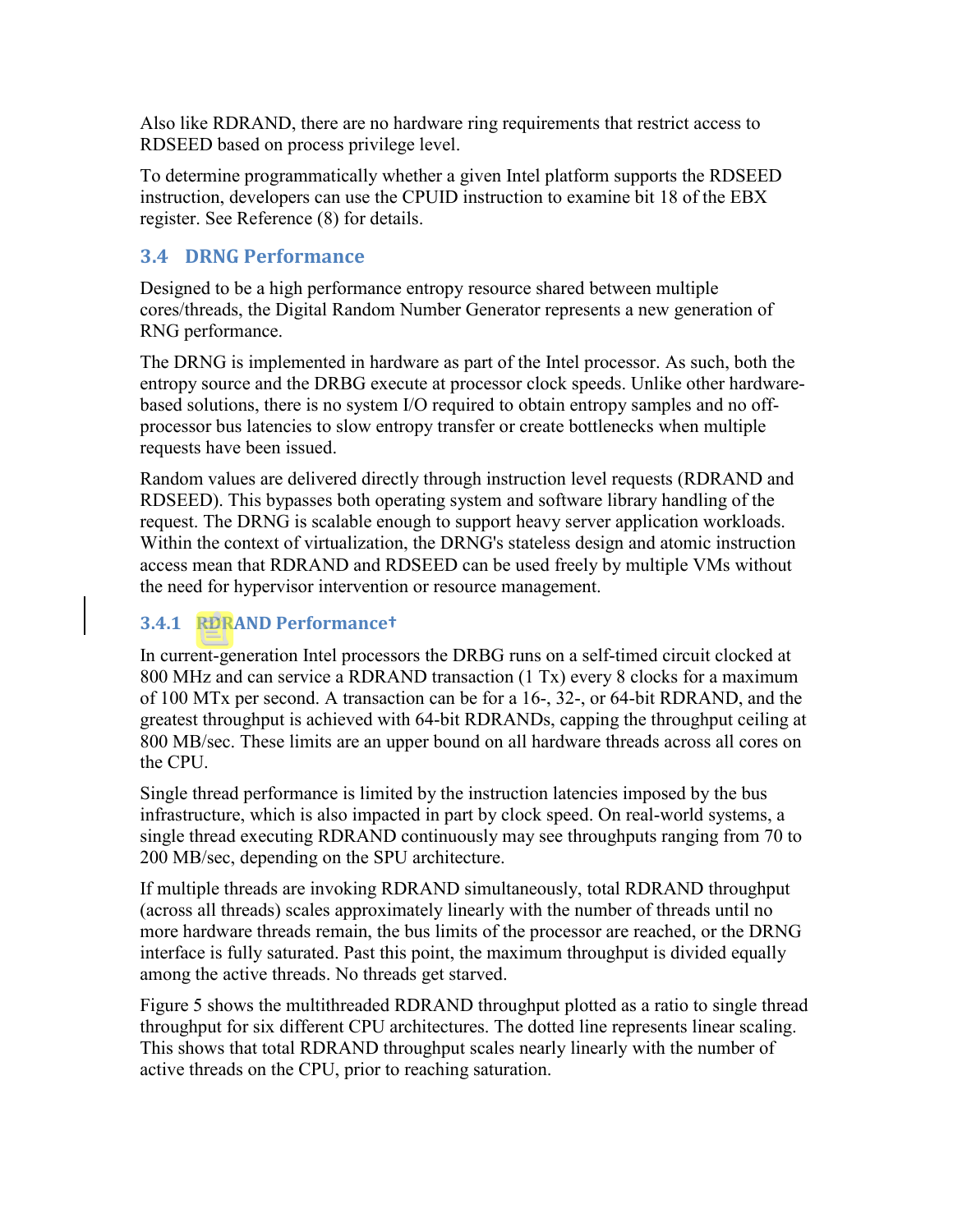Also like RDRAND, there are no hardware ring requirements that restrict access to RDSEED based on process privilege level.

To determine programmatically whether a given Intel platform supports the RDSEED instruction, developers can use the CPUID instruction to examine bit 18 of the EBX register. See Reference (8) for details.

## 3.4 DRNG Performance

Designed to be a high performance entropy resource shared between multiple cores/threads, the Digital Random Number Generator represents a new generation of RNG performance.

The DRNG is implemented in hardware as part of the Intel processor. As such, both the entropy source and the DRBG execute at processor clock speeds. Unlike other hardware-based solutions, there is no system I/O required to obtain entropy samples and no off-processor bus latencies to slow entropy transfer or create bottlenecks when multiple requests have been issued.

Random values are delivered directly through instruction level requests (RDRAND and RDSEED). This bypasses both operating system and software library handling of the request. The DRNG is scalable enough to support heavy server application workloads. Within the context of virtualization, the DRNG's stateless design and atomic instruction access mean that RDRAND and RDSEED can be used freely by multiple VMs without the need for hypervisor intervention or resource management.

### 3.4.1 RDRAND Performance†

In current-generation Intel processors the DRBG runs on a self-timed circuit clocked at 800 MHz and can service a RDRAND transaction (1 Tx) every 8 clocks for a maximum of 100 MTx per second. A transaction can be for a 16-, 32-, or 64-bit RDRAND, and the greatest throughput is achieved with 64-bit RDRANDs, capping the throughput ceiling at 800 MB/sec. These limits are an upper bound on all hardware threads across all cores on the CPU.

Single thread performance is limited by the instruction latencies imposed by the bus infrastructure, which is also impacted in part by clock speed. On real-world systems, a single thread executing RDRAND continuously may see throughputs ranging from 70 to 200 MB/sec, depending on the SPU architecture.

If multiple threads are invoking RDRAND simultaneously, total RDRAND throughput (across all threads) scales approximately linearly with the number of threads until no more hardware threads remain, the bus limits of the processor are reached, or the DRNG interface is fully saturated. Past this point, the maximum throughput is divided equally among the active threads. No threads get starved.

Figure 5 shows the multithreaded RDRAND throughput plotted as a ratio to single thread throughput for six different CPU architectures. The dotted line represents linear scaling. This shows that total RDRAND throughput scales nearly linearly with the number of active threads on the CPU, prior to reaching saturation.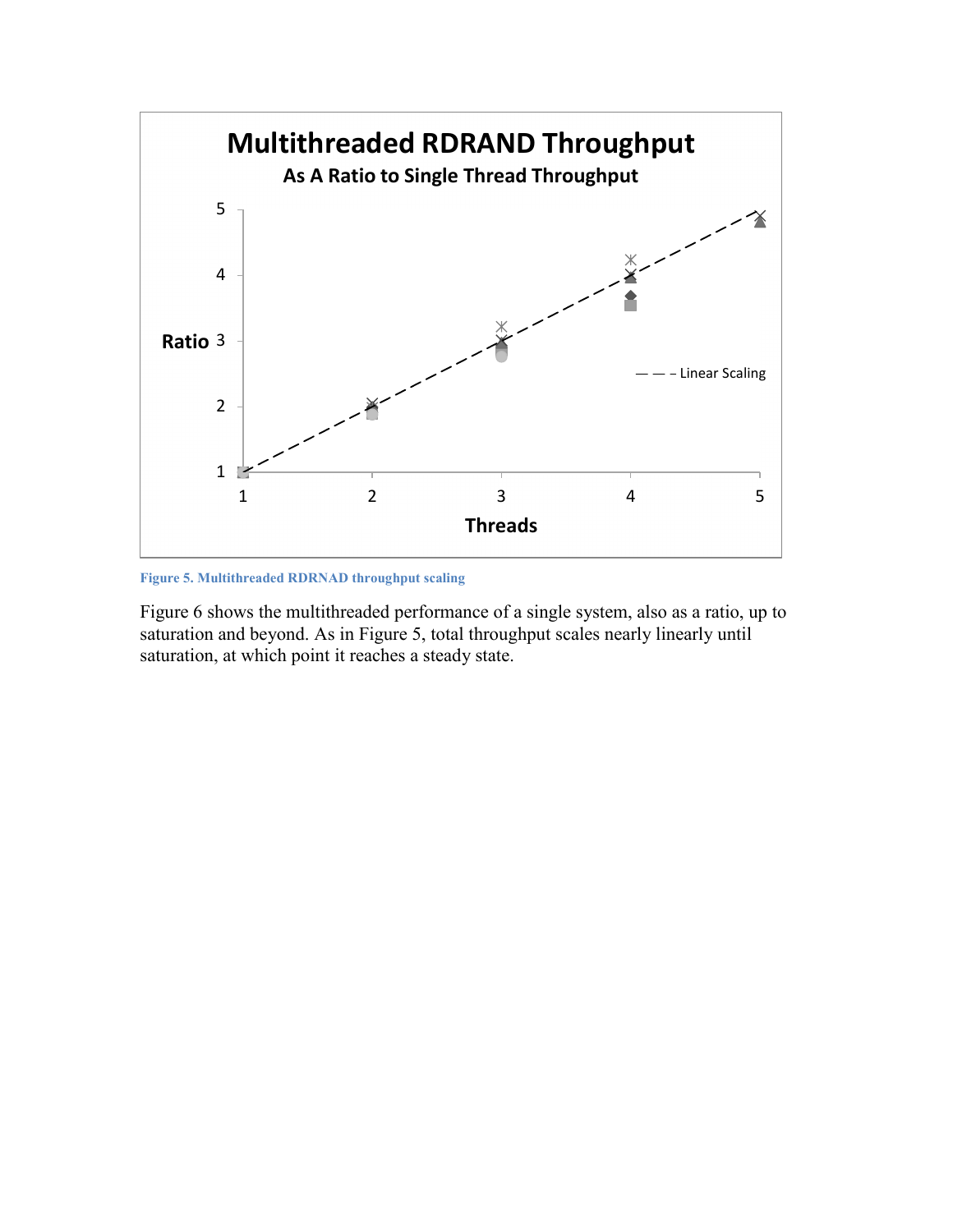Figure 5. Multithreaded RDRNAD throughput scaling

Figure 6 shows the multithreaded performance of a single system, also as a ratio, up to saturation and beyond. As in Figure 5, total throughput scales nearly linearly until saturation, at which point it reaches a steady state.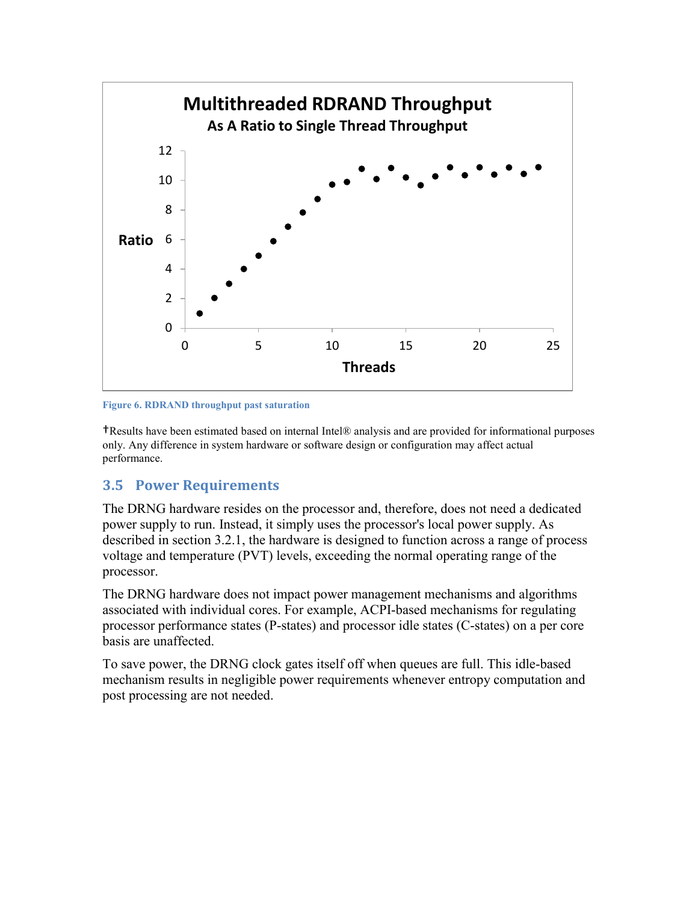Figure 6. RDRAND throughput past saturation

†Results have been estimated based on internal Intel® analysis and are provided for informational purposes only. Any difference in system hardware or software design or configuration may affect actual performance.

## 3.5 Power Requirements

The DRNG hardware resides on the processor and, therefore, does not need a dedicated power supply to run. Instead, it simply uses the processor's local power supply. As described in section 3.2.1, the hardware is designed to function across a range of process voltage and temperature (PVT) levels, exceeding the normal operating range of the processor.

The DRNG hardware does not impact power management mechanisms and algorithms associated with individual cores. For example, ACPI-based mechanisms for regulating processor performance states (P-states) and processor idle states (C-states) on a per core basis are unaffected.

To save power, the DRNG clock gates itself off when queues are full. This idle-based mechanism results in negligible power requirements whenever entropy computation and post processing are not needed.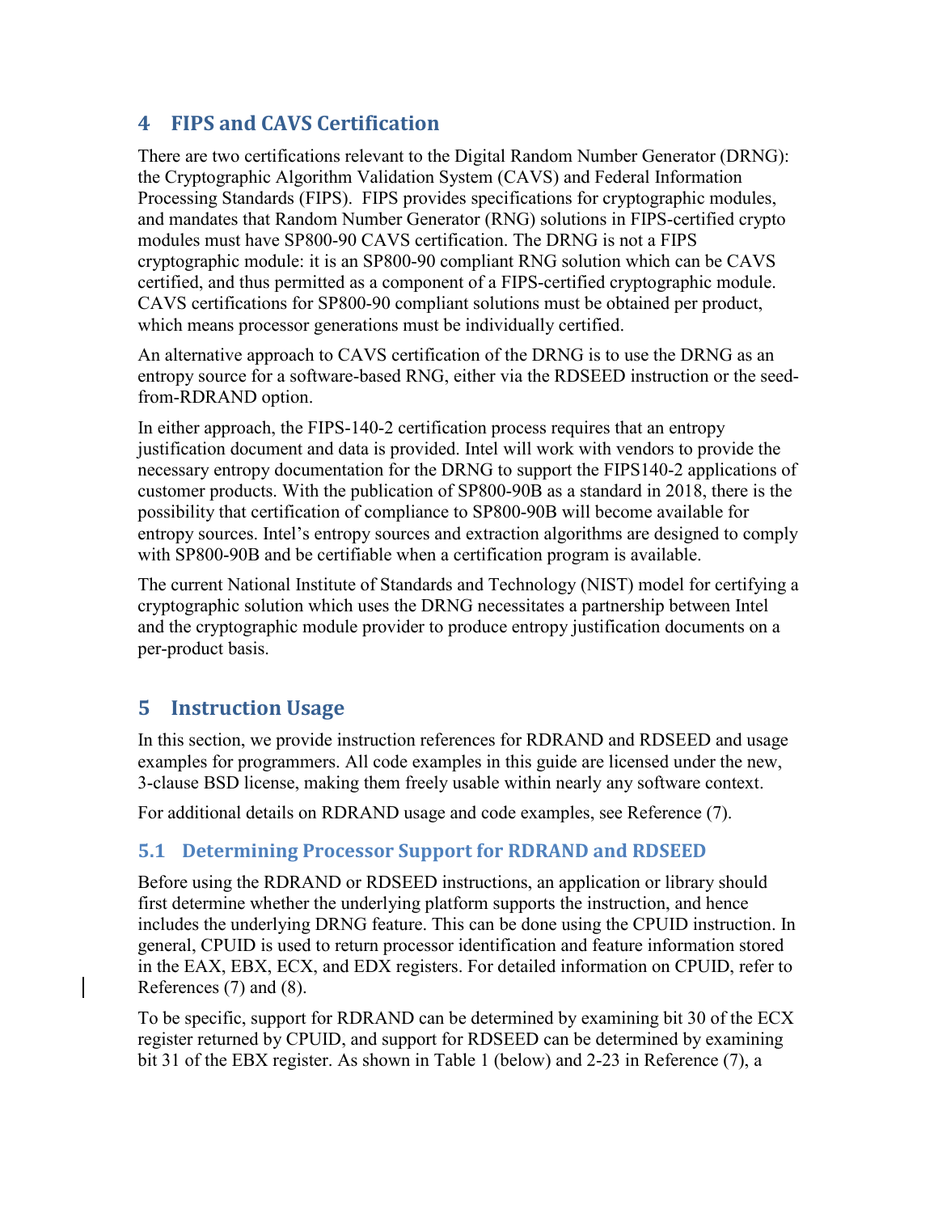# 4 FIPS and CAVS Certification

There are two certifications relevant to the Digital Random Number Generator (DRNG): the Cryptographic Algorithm Validation System (CAVS) and Federal Information Processing Standards (FIPS). FIPS provides specifications for cryptographic modules, and mandates that Random Number Generator (RNG) solutions in FIPS-certified crypto modules must have SP800-90 CAVS certification. The DRNG is not a FIPS cryptographic module: it is an SP800-90 compliant RNG solution which can be CAVS certified, and thus permitted as a component of a FIPS-certified cryptographic module. CAVS certifications for SP800-90 compliant solutions must be obtained per product, which means processor generations must be individually certified.

An alternative approach to CAVS certification of the DRNG is to use the DRNG as an entropy source for a software-based RNG, either via the RDSEED instruction or the seed-from-RDRAND option.

In either approach, the FIPS-140-2 certification process requires that an entropy justification document and data is provided. Intel will work with vendors to provide the necessary entropy documentation for the DRNG to support the FIPS140-2 applications of customer products. With the publication of SP800-90B as a standard in 2018, there is the possibility that certification of compliance to SP800-90B will become available for entropy sources. Intel's entropy sources and extraction algorithms are designed to comply with SP800-90B and be certifiable when a certification program is available.

The current National Institute of Standards and Technology (NIST) model for certifying a cryptographic solution which uses the DRNG necessitates a partnership between Intel and the cryptographic module provider to produce entropy justification documents on a per-product basis.

# 5 Instruction Usage

In this section, we provide instruction references for RDRAND and RDSEED and usage examples for programmers. All code examples in this guide are licensed under the new, 3-clause BSD license, making them freely usable within nearly any software context.

For additional details on RDRAND usage and code examples, see Reference (7).

## 5.1 Determining Processor Support for RDRAND and RDSEED

Before using the RDRAND or RDSEED instructions, an application or library should first determine whether the underlying platform supports the instruction, and hence includes the underlying DRNG feature. This can be done using the CPUID instruction. In general, CPUID is used to return processor identification and feature information stored in the EAX, EBX, ECX, and EDX registers. For detailed information on CPUID, refer to References (7) and (8).

To be specific, support for RDRAND can be determined by examining bit 30 of the ECX register returned by CPUID, and support for RDSEED can be determined by examining bit 31 of the EBX register. As shown in Table 1 (below) and 2-23 in Reference (7), a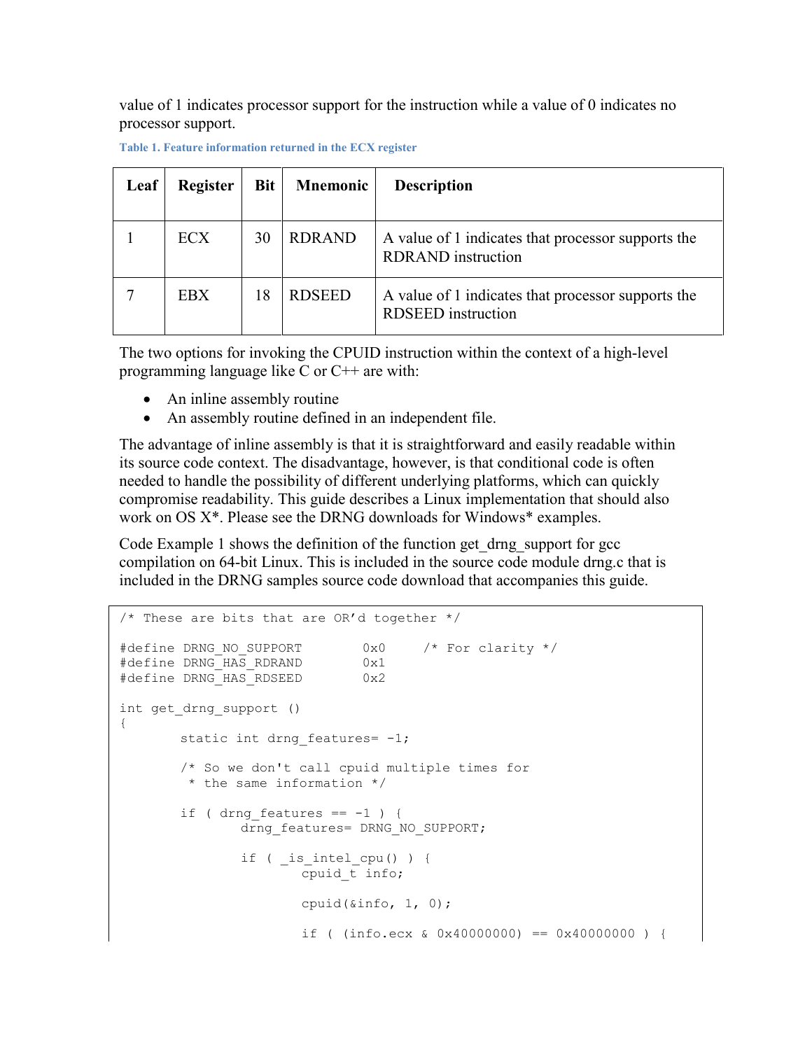value of 1 indicates processor support for the instruction while a value of 0 indicates no processor support.

**Table 1. Feature information returned in the ECX register**

| Leaf | Register | Bit | Mnemonic | Description |
| --- | --- | --- | --- | --- |
| 1 | ECX | 30 | RDRAND | A value of 1 indicates that processor supports the RDRAND instruction |
| 7 | EBX | 18 | RDSEED | A value of 1 indicates that processor supports the RDSEED instruction |

The two options for invoking the CPUID instruction within the context of a high-level programming language like C or C++ are with:

- An inline assembly routine
- An assembly routine defined in an independent file.

The advantage of inline assembly is that it is straightforward and easily readable within its source code context. The disadvantage, however, is that conditional code is often needed to handle the possibility of different underlying platforms, which can quickly compromise readability. This guide describes a Linux implementation that should also work on OS X*. Please see the DRNG downloads for Windows* examples.

Code Example 1 shows the definition of the function get_drng_support for gcc compilation on 64-bit Linux. This is included in the source code module drng.c that is included in the DRNG samples source code download that accompanies this guide.

```
/* These are bits that are OR'd together */

#define DRNG_NO_SUPPORT       0x0    /* For clarity */
#define DRNG_HAS_RDRAND       0x1
#define DRNG_HAS_RDSEED       0x2

int get_drng_support ()
{
        static int drng_features= -1;

        /* So we don't call cpuid multiple times for
         * the same information */

        if ( drng_features == -1 ) {
                drng_features= DRNG_NO_SUPPORT;

                if ( _is_intel_cpu() ) {
                        cpuid_t info;

                        cpuid(&info, 1, 0);

                        if ( (info.ecx & 0x40000000) == 0x40000000 ) {
```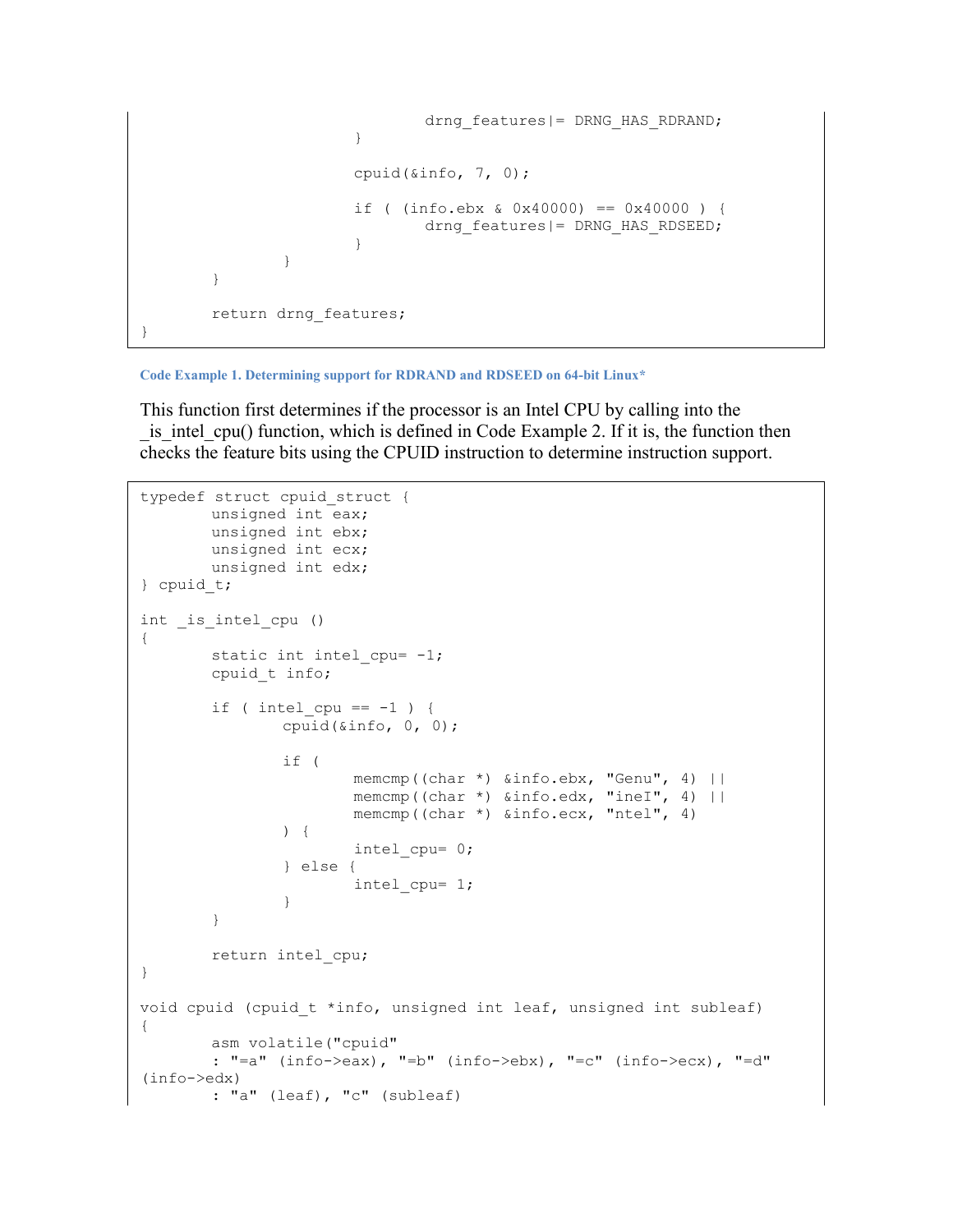```
                        drng_features|= DRNG_HAS_RDRAND;
                }

                cpuid(&info, 7, 0);

                if ( (info.ebx & 0x40000) == 0x40000 ) {
                        drng_features|= DRNG_HAS_RDSEED;
                }
            }
        }

        return drng_features;
}
```

**Code Example 1. Determining support for RDRAND and RDSEED on 64-bit Linux***

This function first determines if the processor is an Intel CPU by calling into the _is_intel_cpu() function, which is defined in Code Example 2. If it is, the function then checks the feature bits using the CPUID instruction to determine instruction support.

```
typedef struct cpuid_struct {
        unsigned int eax;
        unsigned int ebx;
        unsigned int ecx;
        unsigned int edx;
} cpuid_t;

int _is_intel_cpu ()
{
        static int intel_cpu= -1;
        cpuid_t info;

        if ( intel_cpu == -1 ) {
                cpuid(&info, 0, 0);

                if (
                        memcmp((char *) &info.ebx, "Genu", 4) ||
                        memcmp((char *) &info.edx, "ineI", 4) ||
                        memcmp((char *) &info.ecx, "ntel", 4)
                ) {
                        intel_cpu= 0;
                } else {
                        intel_cpu= 1;
                }
        }

        return intel_cpu;
}

void cpuid (cpuid_t *info, unsigned int leaf, unsigned int subleaf)
{
        asm volatile("cpuid"
        : "=a" (info->eax), "=b" (info->ebx), "=c" (info->ecx), "=d"
(info->edx)
        : "a" (leaf), "c" (subleaf)
```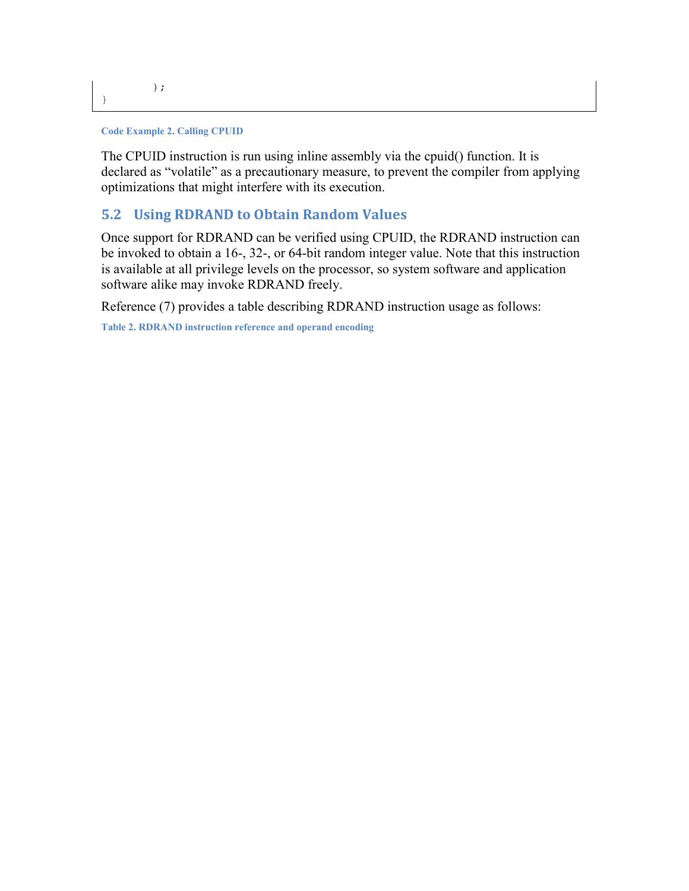```
        );
}
```

**Code Example 2. Calling CPUID**

The CPUID instruction is run using inline assembly via the cpuid() function. It is declared as “volatile” as a precautionary measure, to prevent the compiler from applying optimizations that might interfere with its execution.

## 5.2 Using RDRAND to Obtain Random Values

Once support for RDRAND can be verified using CPUID, the RDRAND instruction can be invoked to obtain a 16-, 32-, or 64-bit random integer value. Note that this instruction is available at all privilege levels on the processor, so system software and application software alike may invoke RDRAND freely.

Reference (7) provides a table describing RDRAND instruction usage as follows:

**Table 2. RDRAND instruction reference and operand encoding**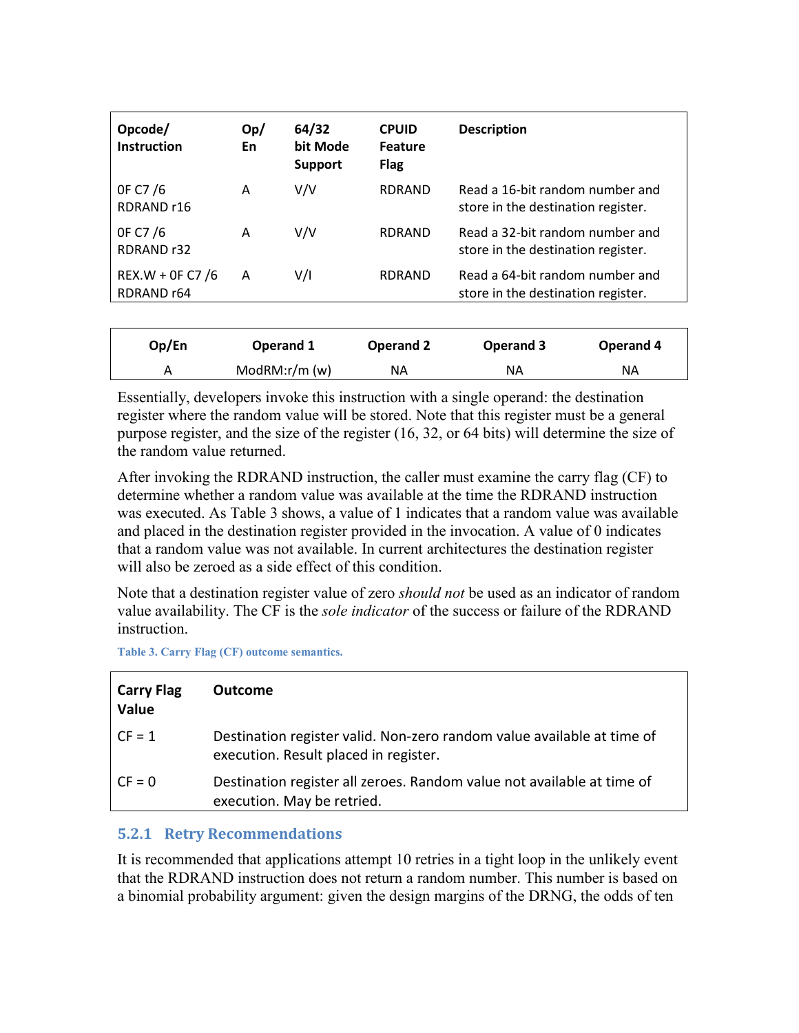| Opcode/ Instruction | Op/ En | 64/32 bit Mode Support | CPUID Feature Flag | Description |
|---|---|---|---|---|
| 0F C7 /6 RDRAND r16 | A | V/V | RDRAND | Read a 16-bit random number and store in the destination register. |
| 0F C7 /6 RDRAND r32 | A | V/V | RDRAND | Read a 32-bit random number and store in the destination register. |
| REX.W + 0F C7 /6 RDRAND r64 | A | V/I | RDRAND | Read a 64-bit random number and store in the destination register. |

| Op/En | Operand 1 | Operand 2 | Operand 3 | Operand 4 |
|---|---|---|---|---|
| A | ModRM:r/m (w) | NA | NA | NA |

Essentially, developers invoke this instruction with a single operand: the destination register where the random value will be stored. Note that this register must be a general purpose register, and the size of the register (16, 32, or 64 bits) will determine the size of the random value returned.

After invoking the RDRAND instruction, the caller must examine the carry flag (CF) to determine whether a random value was available at the time the RDRAND instruction was executed. As Table 3 shows, a value of 1 indicates that a random value was available and placed in the destination register provided in the invocation. A value of 0 indicates that a random value was not available. In current architectures the destination register will also be zeroed as a side effect of this condition.

Note that a destination register value of zero *should not* be used as an indicator of random value availability. The CF is the *sole indicator* of the success or failure of the RDRAND instruction.

Table 3. Carry Flag (CF) outcome semantics.

| Carry Flag Value | Outcome |
|---|---|
| CF = 1 | Destination register valid. Non-zero random value available at time of execution. Result placed in register. |
| CF = 0 | Destination register all zeroes. Random value not available at time of execution. May be retried. |

### 5.2.1 Retry Recommendations

It is recommended that applications attempt 10 retries in a tight loop in the unlikely event that the RDRAND instruction does not return a random number. This number is based on a binomial probability argument: given the design margins of the DRNG, the odds of ten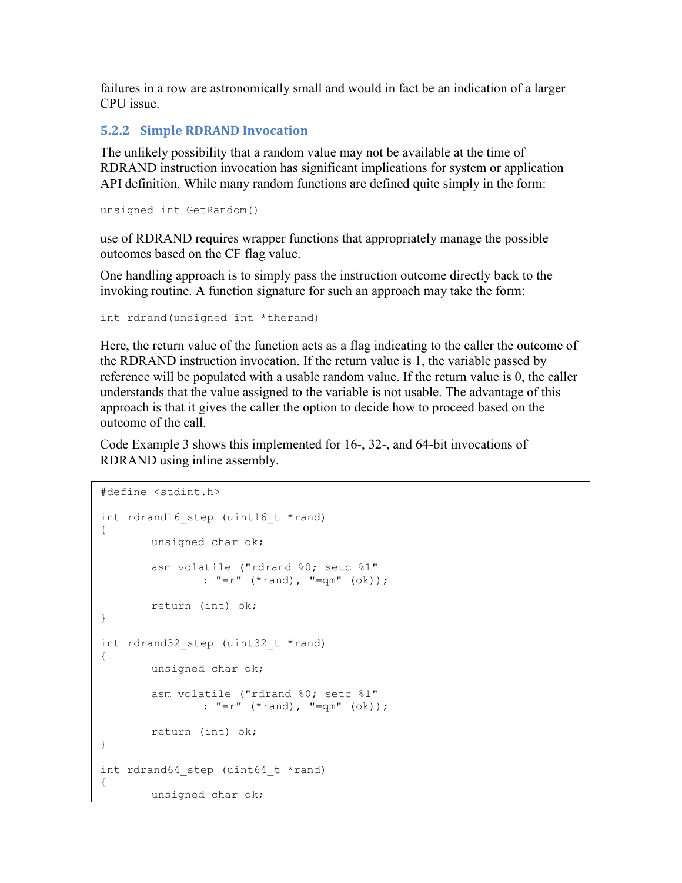failures in a row are astronomically small and would in fact be an indication of a larger CPU issue.

### 5.2.2 Simple RDRAND Invocation

The unlikely possibility that a random value may not be available at the time of RDRAND instruction invocation has significant implications for system or application API definition. While many random functions are defined quite simply in the form:

```
unsigned int GetRandom()
```

use of RDRAND requires wrapper functions that appropriately manage the possible outcomes based on the CF flag value.

One handling approach is to simply pass the instruction outcome directly back to the invoking routine. A function signature for such an approach may take the form:

```
int rdrand(unsigned int *therand)
```

Here, the return value of the function acts as a flag indicating to the caller the outcome of the RDRAND instruction invocation. If the return value is 1, the variable passed by reference will be populated with a usable random value. If the return value is 0, the caller understands that the value assigned to the variable is not usable. The advantage of this approach is that it gives the caller the option to decide how to proceed based on the outcome of the call.

Code Example 3 shows this implemented for 16-, 32-, and 64-bit invocations of RDRAND using inline assembly.

```
#define <stdint.h>

int rdrand16_step (uint16_t *rand)
{
        unsigned char ok;

        asm volatile ("rdrand %0; setc %1"
                : "=r" (*rand), "=qm" (ok));

        return (int) ok;
}

int rdrand32_step (uint32_t *rand)
{
        unsigned char ok;

        asm volatile ("rdrand %0; setc %1"
                : "=r" (*rand), "=qm" (ok));

        return (int) ok;
}

int rdrand64_step (uint64_t *rand)
{
        unsigned char ok;
```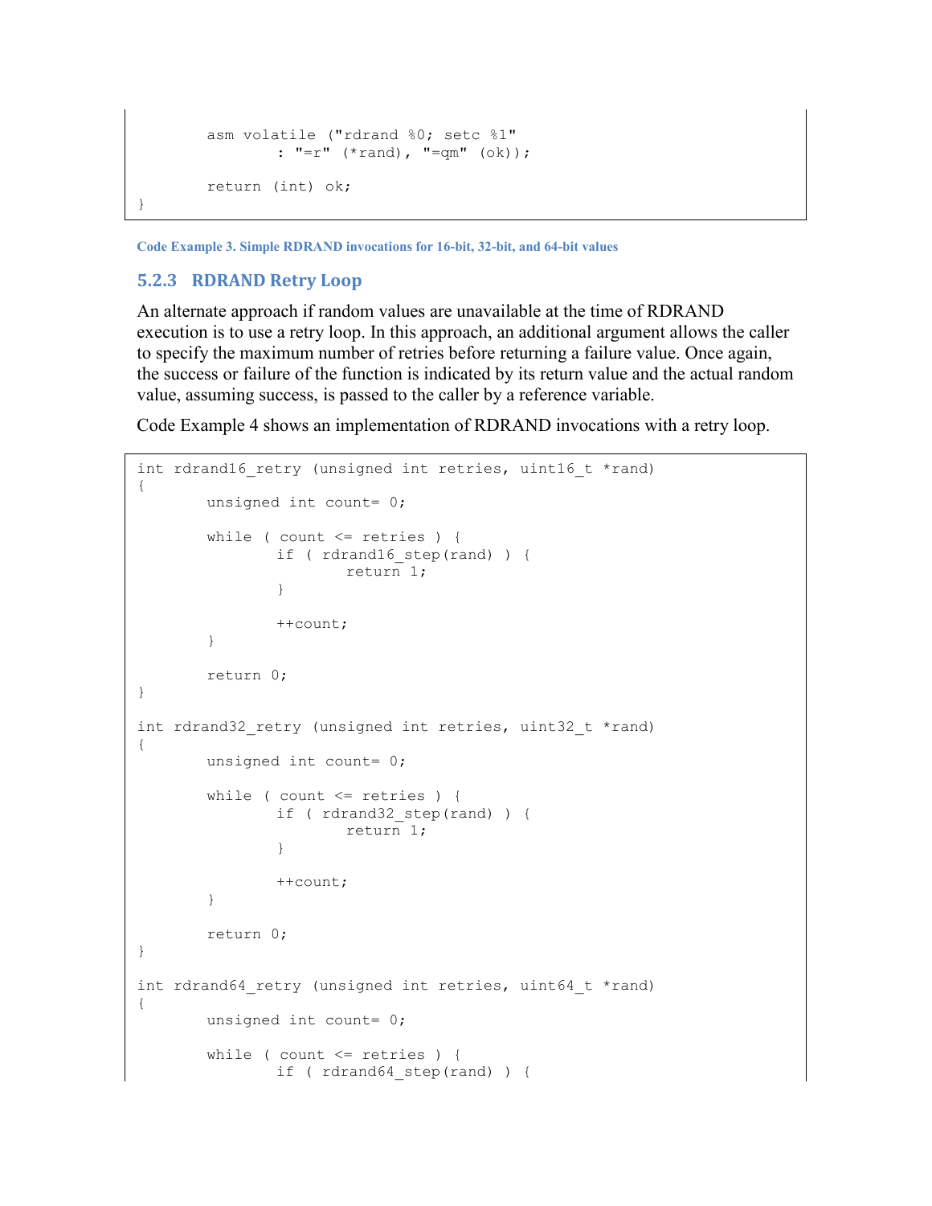```
        asm volatile ("rdrand %0; setc %1"
                : "=r" (*rand), "=qm" (ok));

        return (int) ok;
}
```

Code Example 3. Simple RDRAND invocations for 16-bit, 32-bit, and 64-bit values

### 5.2.3 RDRAND Retry Loop

An alternate approach if random values are unavailable at the time of RDRAND execution is to use a retry loop. In this approach, an additional argument allows the caller to specify the maximum number of retries before returning a failure value. Once again, the success or failure of the function is indicated by its return value and the actual random value, assuming success, is passed to the caller by a reference variable.

Code Example 4 shows an implementation of RDRAND invocations with a retry loop.

```
int rdrand16_retry (unsigned int retries, uint16_t *rand)
{
        unsigned int count= 0;

        while ( count <= retries ) {
                if ( rdrand16_step(rand) ) {
                        return 1;
                }

                ++count;
        }

        return 0;
}

int rdrand32_retry (unsigned int retries, uint32_t *rand)
{
        unsigned int count= 0;

        while ( count <= retries ) {
                if ( rdrand32_step(rand) ) {
                        return 1;
                }

                ++count;
        }

        return 0;
}

int rdrand64_retry (unsigned int retries, uint64_t *rand)
{
        unsigned int count= 0;

        while ( count <= retries ) {
                if ( rdrand64_step(rand) ) {
```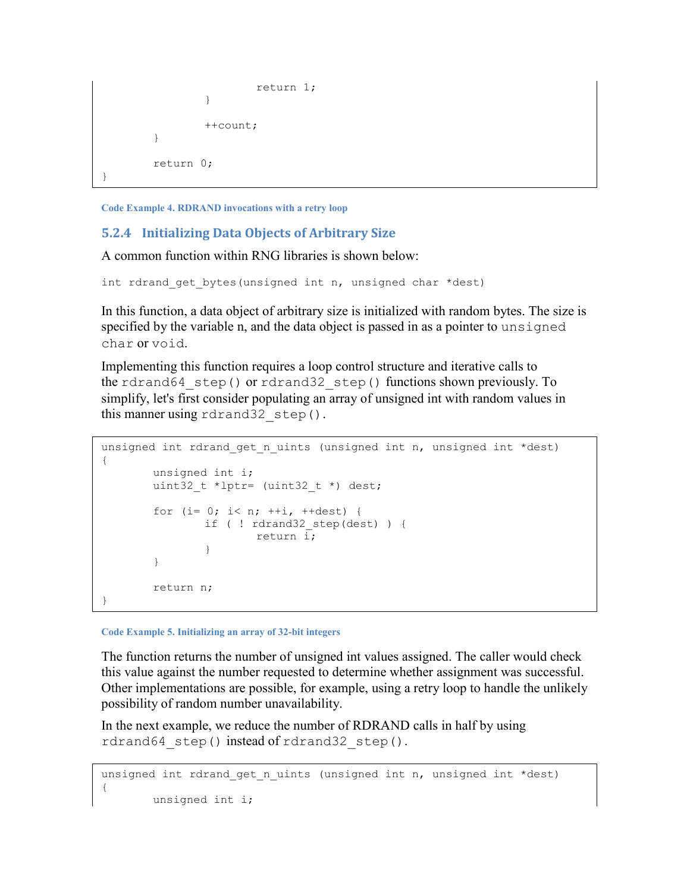```
                        return 1;
                }

                ++count;
        }

        return 0;
}
```

**Code Example 4. RDRAND invocations with a retry loop**

### 5.2.4 Initializing Data Objects of Arbitrary Size

A common function within RNG libraries is shown below:

```
int rdrand_get_bytes(unsigned int n, unsigned char *dest)
```

In this function, a data object of arbitrary size is initialized with random bytes. The size is specified by the variable n, and the data object is passed in as a pointer to `unsigned char` or `void`.

Implementing this function requires a loop control structure and iterative calls to the `rdrand64_step()` or `rdrand32_step()` functions shown previously. To simplify, let's first consider populating an array of unsigned int with random values in this manner using `rdrand32_step()`.

```
unsigned int rdrand_get_n_uints (unsigned int n, unsigned int *dest)
{
        unsigned int i;
        uint32_t *lptr= (uint32_t *) dest;

        for (i= 0; i< n; ++i, ++dest) {
                if ( ! rdrand32_step(dest) ) {
                        return i;
                }
        }

        return n;
}
```

**Code Example 5. Initializing an array of 32-bit integers**

The function returns the number of unsigned int values assigned. The caller would check this value against the number requested to determine whether assignment was successful. Other implementations are possible, for example, using a retry loop to handle the unlikely possibility of random number unavailability.

In the next example, we reduce the number of RDRAND calls in half by using `rdrand64_step()` instead of `rdrand32_step()`.

```
unsigned int rdrand_get_n_uints (unsigned int n, unsigned int *dest)
{
        unsigned int i;
```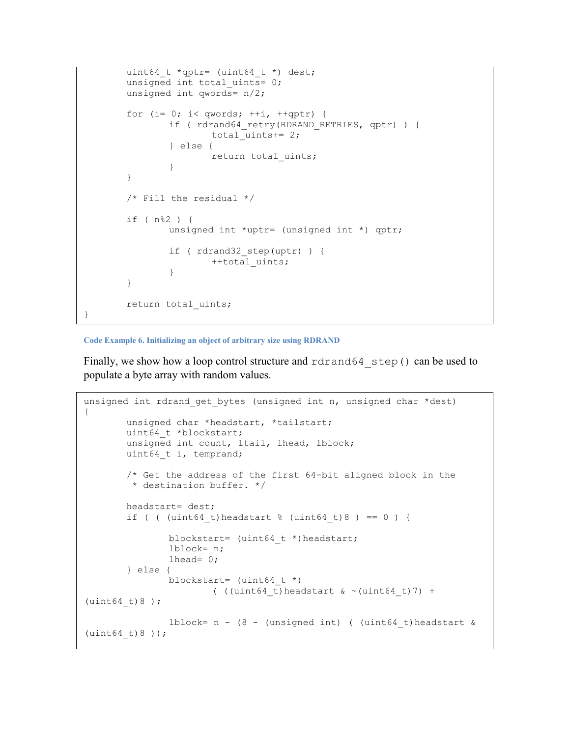```
        uint64_t *qptr= (uint64_t *) dest;
        unsigned int total_uints= 0;
        unsigned int qwords= n/2;

        for (i= 0; i< qwords; ++i, ++qptr) {
                if ( rdrand64_retry(RDRAND_RETRIES, qptr) ) {
                        total_uints+= 2;
                } else {
                        return total_uints;
                }
        }

        /* Fill the residual */

        if ( n%2 ) {
                unsigned int *uptr= (unsigned int *) qptr;

                if ( rdrand32_step(uptr) ) {
                        ++total_uints;
                }
        }

        return total_uints;
}
```

**Code Example 6. Initializing an object of arbitrary size using RDRAND**

Finally, we show how a loop control structure and `rdrand64_step()` can be used to populate a byte array with random values.

```
unsigned int rdrand_get_bytes (unsigned int n, unsigned char *dest)
{
        unsigned char *headstart, *tailstart;
        uint64_t *blockstart;
        unsigned int count, ltail, lhead, lblock;
        uint64_t i, temprand;

        /* Get the address of the first 64-bit aligned block in the
         * destination buffer. */

        headstart= dest;
        if ( ( (uint64_t)headstart % (uint64_t)8 ) == 0 ) {

                blockstart= (uint64_t *)headstart;
                lblock= n;
                lhead= 0;
        } else {
                blockstart= (uint64_t *)
                        ( ((uint64_t)headstart & ~(uint64_t)7) + 
(uint64_t)8 );

                lblock= n - (8 - (unsigned int) ( (uint64_t)headstart & 
(uint64_t)8 ));
```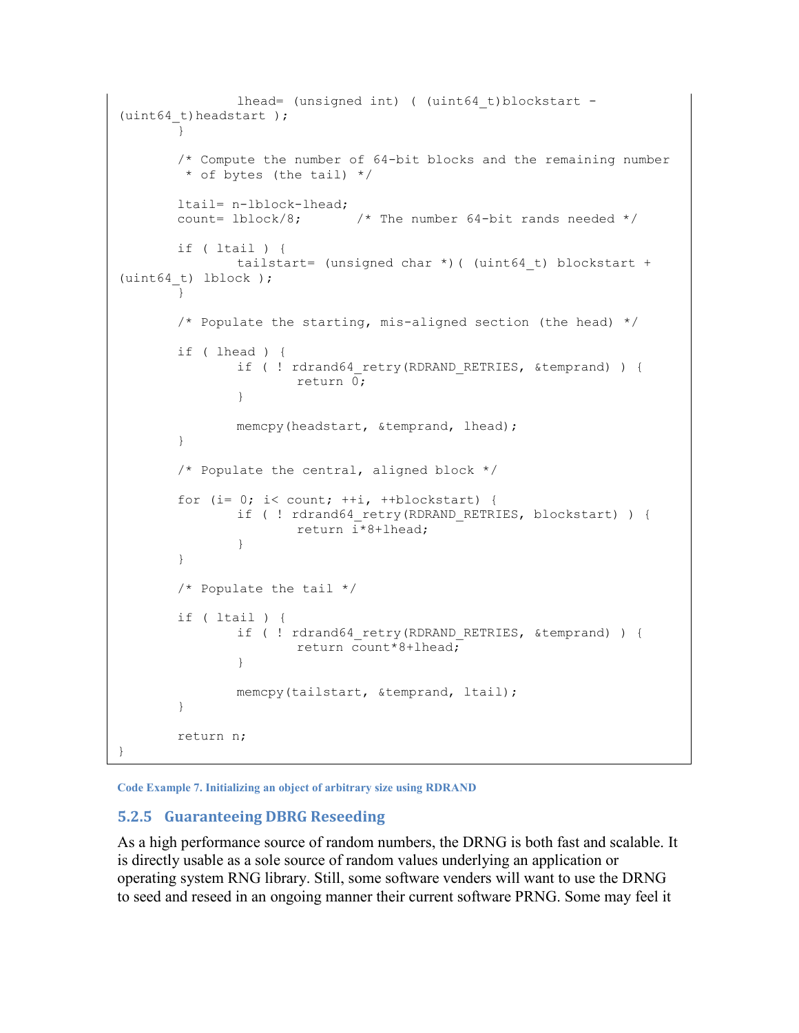```
                lhead= (unsigned int) ( (uint64_t)blockstart -
(uint64_t)headstart );
        }

        /* Compute the number of 64-bit blocks and the remaining number
         * of bytes (the tail) */

        ltail= n-lblock-lhead;
        count= lblock/8;       /* The number 64-bit rands needed */

        if ( ltail ) {
                tailstart= (unsigned char *)( (uint64_t) blockstart +
(uint64_t) lblock );
        }

        /* Populate the starting, mis-aligned section (the head) */

        if ( lhead ) {
                if ( ! rdrand64_retry(RDRAND_RETRIES, &temprand) ) {
                        return 0;
                }

                memcpy(headstart, &temprand, lhead);
        }

        /* Populate the central, aligned block */

        for (i= 0; i< count; ++i, ++blockstart) {
                if ( ! rdrand64_retry(RDRAND_RETRIES, blockstart) ) {
                        return i*8+lhead;
                }
        }

        /* Populate the tail */

        if ( ltail ) {
                if ( ! rdrand64_retry(RDRAND_RETRIES, &temprand) ) {
                        return count*8+lhead;
                }

                memcpy(tailstart, &temprand, ltail);
        }

        return n;
}
```

**Code Example 7. Initializing an object of arbitrary size using RDRAND**

### 5.2.5 Guaranteeing DBRG Reseeding

As a high performance source of random numbers, the DRNG is both fast and scalable. It is directly usable as a sole source of random values underlying an application or operating system RNG library. Still, some software venders will want to use the DRNG to seed and reseed in an ongoing manner their current software PRNG. Some may feel it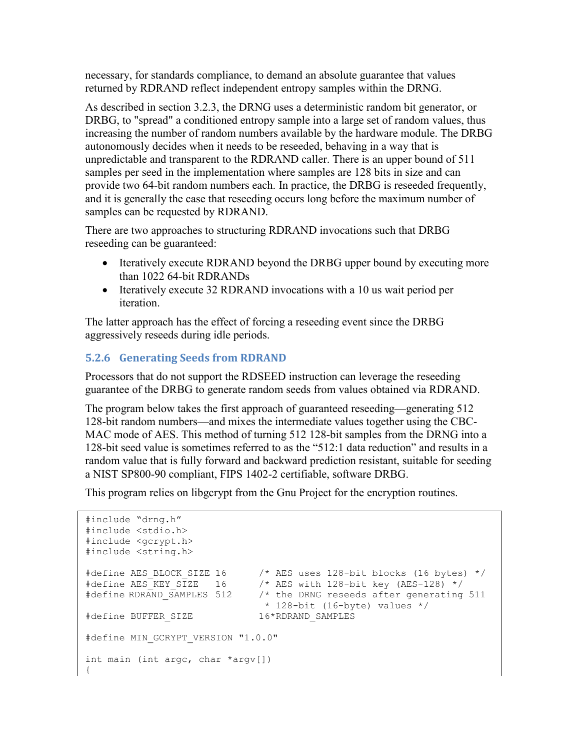necessary, for standards compliance, to demand an absolute guarantee that values returned by RDRAND reflect independent entropy samples within the DRNG.

As described in section 3.2.3, the DRNG uses a deterministic random bit generator, or DRBG, to "spread" a conditioned entropy sample into a large set of random values, thus increasing the number of random numbers available by the hardware module. The DRBG autonomously decides when it needs to be reseeded, behaving in a way that is unpredictable and transparent to the RDRAND caller. There is an upper bound of 511 samples per seed in the implementation where samples are 128 bits in size and can provide two 64-bit random numbers each. In practice, the DRBG is reseeded frequently, and it is generally the case that reseeding occurs long before the maximum number of samples can be requested by RDRAND.

There are two approaches to structuring RDRAND invocations such that DRBG reseeding can be guaranteed:

- Iteratively execute RDRAND beyond the DRBG upper bound by executing more than 1022 64-bit RDRANDs
- Iteratively execute 32 RDRAND invocations with a 10 us wait period per iteration.

The latter approach has the effect of forcing a reseeding event since the DRBG aggressively reseeds during idle periods.

### 5.2.6 Generating Seeds from RDRAND

Processors that do not support the RDSEED instruction can leverage the reseeding guarantee of the DRBG to generate random seeds from values obtained via RDRAND.

The program below takes the first approach of guaranteed reseeding—generating 512 128-bit random numbers—and mixes the intermediate values together using the CBC-MAC mode of AES. This method of turning 512 128-bit samples from the DRNG into a 128-bit seed value is sometimes referred to as the "512:1 data reduction" and results in a random value that is fully forward and backward prediction resistant, suitable for seeding a NIST SP800-90 compliant, FIPS 1402-2 certifiable, software DRBG.

This program relies on libgcrypt from the Gnu Project for the encryption routines.

```
#include “drng.h”
#include <stdio.h>
#include <gcrypt.h>
#include <string.h>

#define AES_BLOCK_SIZE 16      /* AES uses 128-bit blocks (16 bytes) */
#define AES_KEY_SIZE   16      /* AES with 128-bit key (AES-128) */
#define RDRAND_SAMPLES  512    /* the DRNG reseeds after generating 511
                                * 128-bit (16-byte) values */
#define BUFFER_SIZE            16*RDRAND_SAMPLES

#define MIN_GCRYPT_VERSION "1.0.0"

int main (int argc, char *argv[])
{
```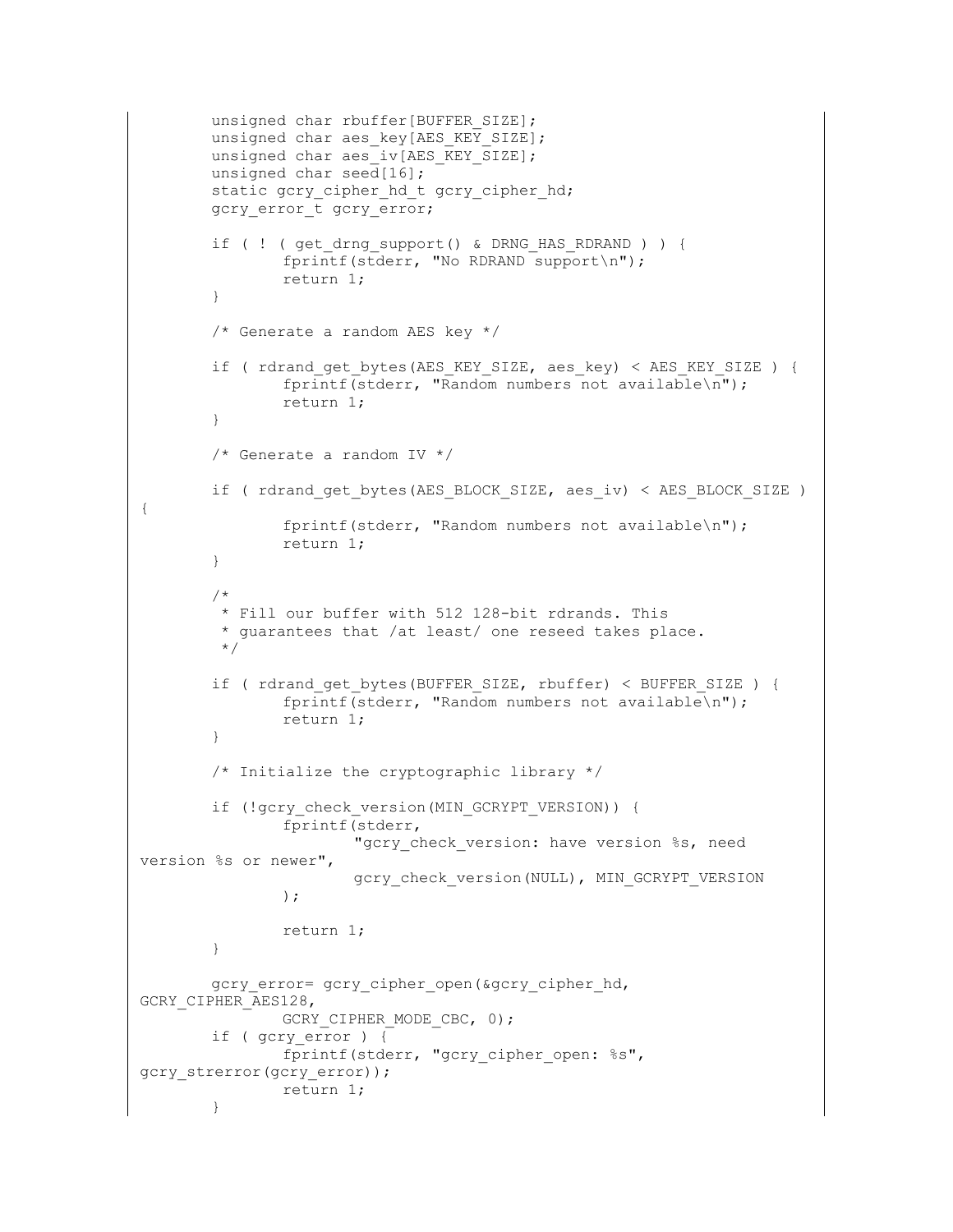```
        unsigned char rbuffer[BUFFER_SIZE];
        unsigned char aes_key[AES_KEY_SIZE];
        unsigned char aes_iv[AES_KEY_SIZE];
        unsigned char seed[16];
        static gcry_cipher_hd_t gcry_cipher_hd;
        gcry_error_t gcry_error;

        if ( ! ( get_drng_support() & DRNG_HAS_RDRAND ) ) {
                fprintf(stderr, "No RDRAND support\n");
                return 1;
        }

        /* Generate a random AES key */

        if ( rdrand_get_bytes(AES_KEY_SIZE, aes_key) < AES_KEY_SIZE ) {
                fprintf(stderr, "Random numbers not available\n");
                return 1;
        }

        /* Generate a random IV */

        if ( rdrand_get_bytes(AES_BLOCK_SIZE, aes_iv) < AES_BLOCK_SIZE )
{
                fprintf(stderr, "Random numbers not available\n");
                return 1;
        }

        /*
         * Fill our buffer with 512 128-bit rdrands. This
         * guarantees that /at least/ one reseed takes place.
         */

        if ( rdrand_get_bytes(BUFFER_SIZE, rbuffer) < BUFFER_SIZE ) {
                fprintf(stderr, "Random numbers not available\n");
                return 1;
        }

        /* Initialize the cryptographic library */

        if (!gcry_check_version(MIN_GCRYPT_VERSION)) {
                fprintf(stderr,
                        "gcry_check_version: have version %s, need
version %s or newer",
                        gcry_check_version(NULL), MIN_GCRYPT_VERSION
                );

                return 1;
        }

        gcry_error= gcry_cipher_open(&gcry_cipher_hd,
GCRY_CIPHER_AES128,
                GCRY_CIPHER_MODE_CBC, 0);
        if ( gcry_error ) {
                fprintf(stderr, "gcry_cipher_open: %s",
gcry_strerror(gcry_error));
                return 1;
        }
```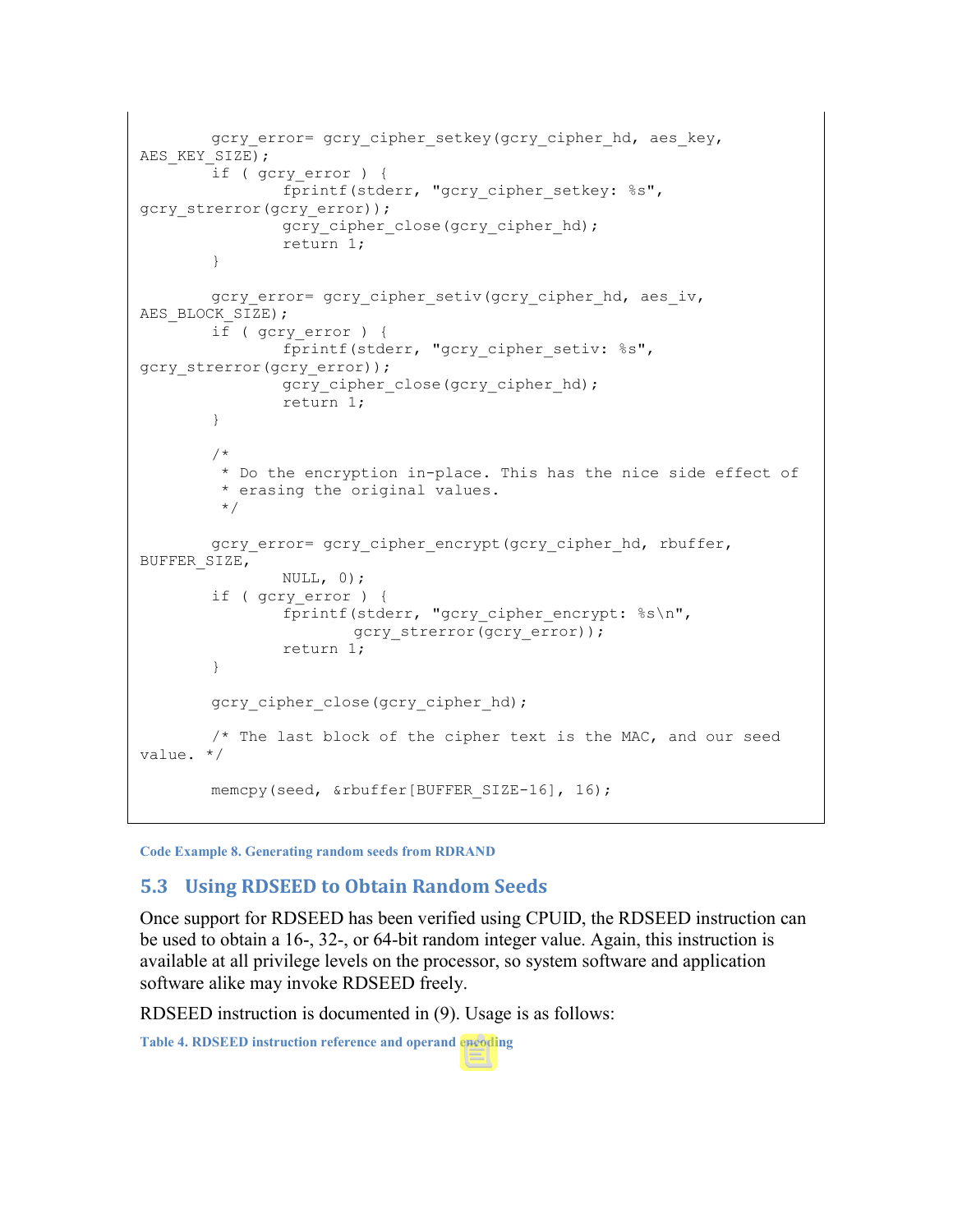```
        gcry_error= gcry_cipher_setkey(gcry_cipher_hd, aes_key,
AES_KEY_SIZE);
        if ( gcry_error ) {
                fprintf(stderr, "gcry_cipher_setkey: %s",
gcry_strerror(gcry_error));
                gcry_cipher_close(gcry_cipher_hd);
                return 1;
        }

        gcry_error= gcry_cipher_setiv(gcry_cipher_hd, aes_iv,
AES_BLOCK_SIZE);
        if ( gcry_error ) {
                fprintf(stderr, "gcry_cipher_setiv: %s",
gcry_strerror(gcry_error));
                gcry_cipher_close(gcry_cipher_hd);
                return 1;
        }

        /*
         * Do the encryption in-place. This has the nice side effect of
         * erasing the original values.
         */

        gcry_error= gcry_cipher_encrypt(gcry_cipher_hd, rbuffer,
BUFFER_SIZE,
                NULL, 0);
        if ( gcry_error ) {
                fprintf(stderr, "gcry_cipher_encrypt: %s\n",
                        gcry_strerror(gcry_error));
                return 1;
        }

        gcry_cipher_close(gcry_cipher_hd);

        /* The last block of the cipher text is the MAC, and our seed
value. */

        memcpy(seed, &rbuffer[BUFFER_SIZE-16], 16);
```

**Code Example 8. Generating random seeds from RDRAND**

## 5.3 Using RDSEED to Obtain Random Seeds

Once support for RDSEED has been verified using CPUID, the RDSEED instruction can be used to obtain a 16-, 32-, or 64-bit random integer value. Again, this instruction is available at all privilege levels on the processor, so system software and application software alike may invoke RDSEED freely.

RDSEED instruction is documented in (9). Usage is as follows:

**Table 4. RDSEED instruction reference and operand encoding**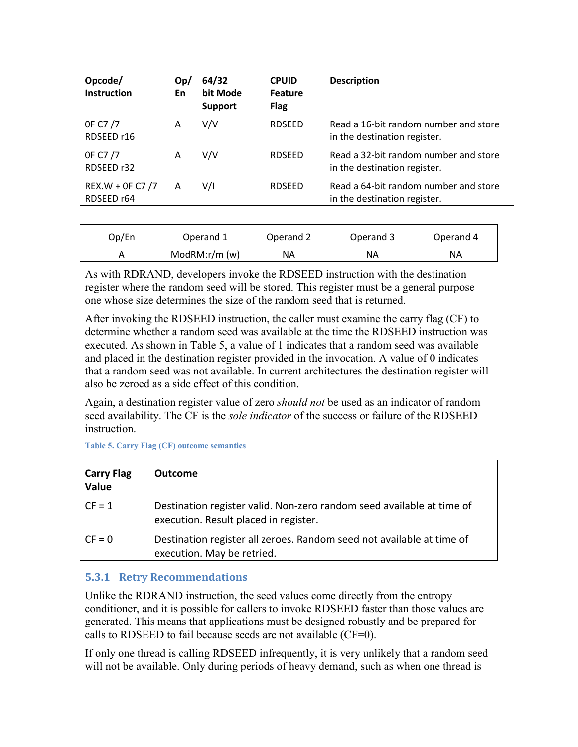| Opcode/ Instruction | Op/ En | 64/32 bit Mode Support | CPUID Feature Flag | Description |
|---|---|---|---|---|
| 0F C7 /7 RDSEED r16 | A | V/V | RDSEED | Read a 16-bit random number and store in the destination register. |
| 0F C7 /7 RDSEED r32 | A | V/V | RDSEED | Read a 32-bit random number and store in the destination register. |
| REX.W + 0F C7 /7 RDSEED r64 | A | V/I | RDSEED | Read a 64-bit random number and store in the destination register. |

| Op/En | Operand 1 | Operand 2 | Operand 3 | Operand 4 |
|---|---|---|---|---|
| A | ModRM:r/m (w) | NA | NA | NA |

As with RDRAND, developers invoke the RDSEED instruction with the destination register where the random seed will be stored. This register must be a general purpose one whose size determines the size of the random seed that is returned.

After invoking the RDSEED instruction, the caller must examine the carry flag (CF) to determine whether a random seed was available at the time the RDSEED instruction was executed. As shown in Table 5, a value of 1 indicates that a random seed was available and placed in the destination register provided in the invocation. A value of 0 indicates that a random seed was not available. In current architectures the destination register will also be zeroed as a side effect of this condition.

Again, a destination register value of zero *should not* be used as an indicator of random seed availability. The CF is the *sole indicator* of the success or failure of the RDSEED instruction.

Table 5. Carry Flag (CF) outcome semantics

| Carry Flag Value | Outcome |
|---|---|
| CF = 1 | Destination register valid. Non-zero random seed available at time of execution. Result placed in register. |
| CF = 0 | Destination register all zeroes. Random seed not available at time of execution. May be retried. |

### 5.3.1 Retry Recommendations

Unlike the RDRAND instruction, the seed values come directly from the entropy conditioner, and it is possible for callers to invoke RDSEED faster than those values are generated. This means that applications must be designed robustly and be prepared for calls to RDSEED to fail because seeds are not available (CF=0).

If only one thread is calling RDSEED infrequently, it is very unlikely that a random seed will not be available. Only during periods of heavy demand, such as when one thread is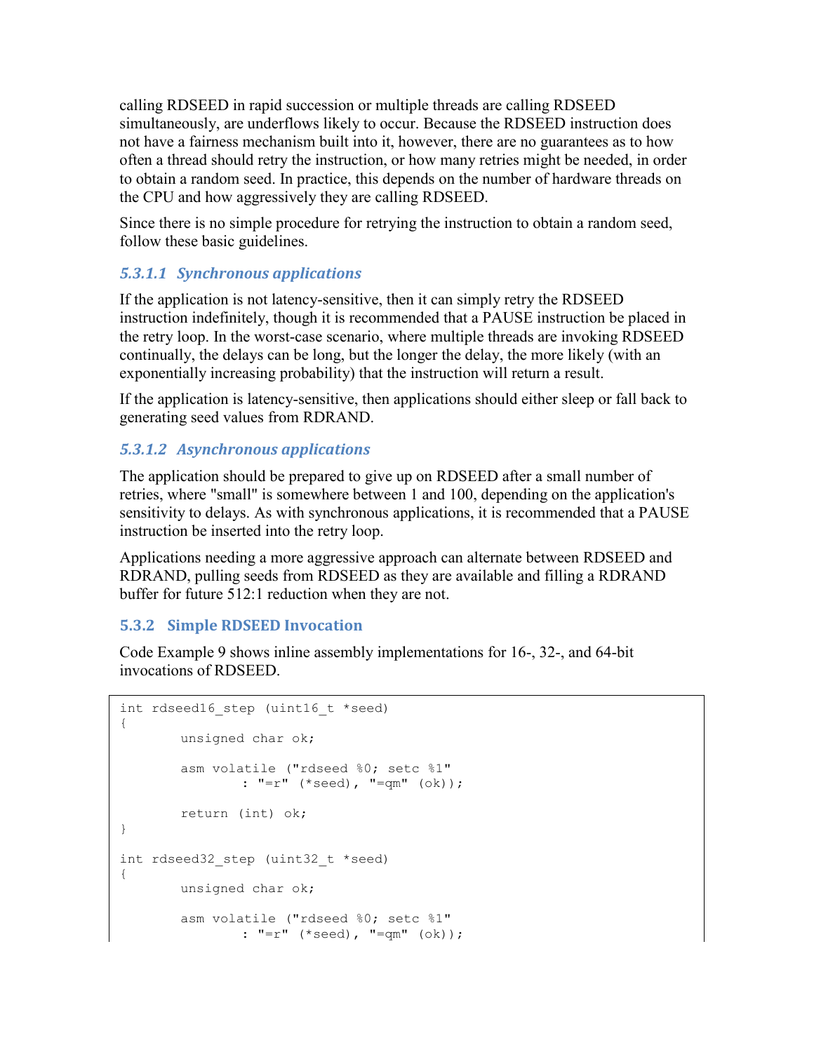calling RDSEED in rapid succession or multiple threads are calling RDSEED simultaneously, are underflows likely to occur. Because the RDSEED instruction does not have a fairness mechanism built into it, however, there are no guarantees as to how often a thread should retry the instruction, or how many retries might be needed, in order to obtain a random seed. In practice, this depends on the number of hardware threads on the CPU and how aggressively they are calling RDSEED.

Since there is no simple procedure for retrying the instruction to obtain a random seed, follow these basic guidelines.

#### 5.3.1.1 Synchronous applications

If the application is not latency-sensitive, then it can simply retry the RDSEED instruction indefinitely, though it is recommended that a PAUSE instruction be placed in the retry loop. In the worst-case scenario, where multiple threads are invoking RDSEED continually, the delays can be long, but the longer the delay, the more likely (with an exponentially increasing probability) that the instruction will return a result.

If the application is latency-sensitive, then applications should either sleep or fall back to generating seed values from RDRAND.

#### 5.3.1.2 Asynchronous applications

The application should be prepared to give up on RDSEED after a small number of retries, where "small" is somewhere between 1 and 100, depending on the application's sensitivity to delays. As with synchronous applications, it is recommended that a PAUSE instruction be inserted into the retry loop.

Applications needing a more aggressive approach can alternate between RDSEED and RDRAND, pulling seeds from RDSEED as they are available and filling a RDRAND buffer for future 512:1 reduction when they are not.

### 5.3.2 Simple RDSEED Invocation

Code Example 9 shows inline assembly implementations for 16-, 32-, and 64-bit invocations of RDSEED.

```
int rdseed16_step (uint16_t *seed)
{
        unsigned char ok;

        asm volatile ("rdseed %0; setc %1"
                : "=r" (*seed), "=qm" (ok));

        return (int) ok;
}

int rdseed32_step (uint32_t *seed)
{
        unsigned char ok;

        asm volatile ("rdseed %0; setc %1"
                : "=r" (*seed), "=qm" (ok));
```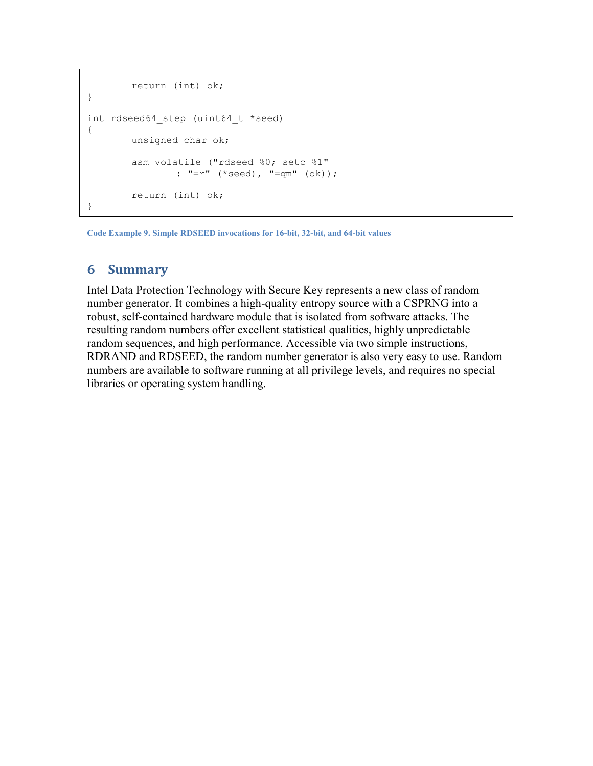```
        return (int) ok;
}

int rdseed64_step (uint64_t *seed)
{
        unsigned char ok;

        asm volatile ("rdseed %0; setc %1"
                : "=r" (*seed), "=qm" (ok));

        return (int) ok;
}
```

**Code Example 9. Simple RDSEED invocations for 16-bit, 32-bit, and 64-bit values**

## 6 Summary

Intel Data Protection Technology with Secure Key represents a new class of random number generator. It combines a high-quality entropy source with a CSPRNG into a robust, self-contained hardware module that is isolated from software attacks. The resulting random numbers offer excellent statistical qualities, highly unpredictable random sequences, and high performance. Accessible via two simple instructions, RDRAND and RDSEED, the random number generator is also very easy to use. Random numbers are available to software running at all privilege levels, and requires no special libraries or operating system handling.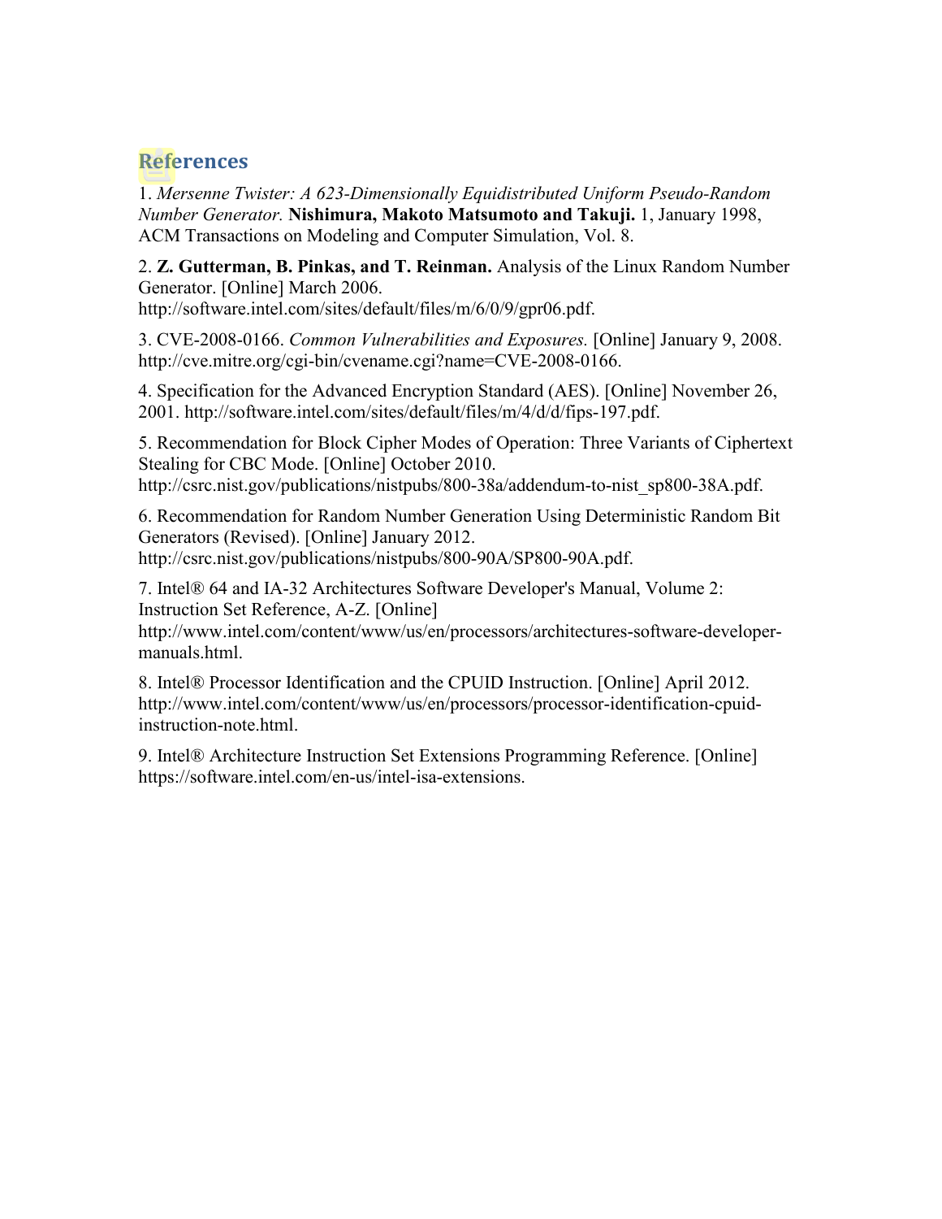## References

1. *Mersenne Twister: A 623-Dimensionally Equidistributed Uniform Pseudo-Random Number Generator.* **Nishimura, Makoto Matsumoto and Takuji.** 1, January 1998, ACM Transactions on Modeling and Computer Simulation, Vol. 8.

2. **Z. Gutterman, B. Pinkas, and T. Reinman.** Analysis of the Linux Random Number Generator. [Online] March 2006. http://software.intel.com/sites/default/files/m/6/0/9/gpr06.pdf.

3. CVE-2008-0166. *Common Vulnerabilities and Exposures.* [Online] January 9, 2008. http://cve.mitre.org/cgi-bin/cvename.cgi?name=CVE-2008-0166.

4. Specification for the Advanced Encryption Standard (AES). [Online] November 26, 2001. http://software.intel.com/sites/default/files/m/4/d/d/fips-197.pdf.

5. Recommendation for Block Cipher Modes of Operation: Three Variants of Ciphertext Stealing for CBC Mode. [Online] October 2010. http://csrc.nist.gov/publications/nistpubs/800-38a/addendum-to-nist_sp800-38A.pdf.

6. Recommendation for Random Number Generation Using Deterministic Random Bit Generators (Revised). [Online] January 2012. http://csrc.nist.gov/publications/nistpubs/800-90A/SP800-90A.pdf.

7. Intel® 64 and IA-32 Architectures Software Developer's Manual, Volume 2: Instruction Set Reference, A-Z. [Online] http://www.intel.com/content/www/us/en/processors/architectures-software-developer-manuals.html.

8. Intel® Processor Identification and the CPUID Instruction. [Online] April 2012. http://www.intel.com/content/www/us/en/processors/processor-identification-cpuid-instruction-note.html.

9. Intel® Architecture Instruction Set Extensions Programming Reference. [Online] https://software.intel.com/en-us/intel-isa-extensions.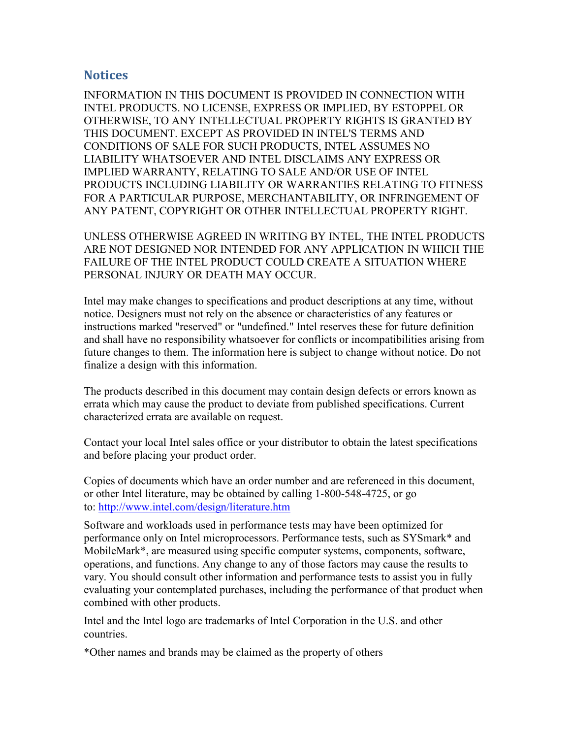## Notices

INFORMATION IN THIS DOCUMENT IS PROVIDED IN CONNECTION WITH INTEL PRODUCTS. NO LICENSE, EXPRESS OR IMPLIED, BY ESTOPPEL OR OTHERWISE, TO ANY INTELLECTUAL PROPERTY RIGHTS IS GRANTED BY THIS DOCUMENT. EXCEPT AS PROVIDED IN INTEL'S TERMS AND CONDITIONS OF SALE FOR SUCH PRODUCTS, INTEL ASSUMES NO LIABILITY WHATSOEVER AND INTEL DISCLAIMS ANY EXPRESS OR IMPLIED WARRANTY, RELATING TO SALE AND/OR USE OF INTEL PRODUCTS INCLUDING LIABILITY OR WARRANTIES RELATING TO FITNESS FOR A PARTICULAR PURPOSE, MERCHANTABILITY, OR INFRINGEMENT OF ANY PATENT, COPYRIGHT OR OTHER INTELLECTUAL PROPERTY RIGHT.

UNLESS OTHERWISE AGREED IN WRITING BY INTEL, THE INTEL PRODUCTS ARE NOT DESIGNED NOR INTENDED FOR ANY APPLICATION IN WHICH THE FAILURE OF THE INTEL PRODUCT COULD CREATE A SITUATION WHERE PERSONAL INJURY OR DEATH MAY OCCUR.

Intel may make changes to specifications and product descriptions at any time, without notice. Designers must not rely on the absence or characteristics of any features or instructions marked "reserved" or "undefined." Intel reserves these for future definition and shall have no responsibility whatsoever for conflicts or incompatibilities arising from future changes to them. The information here is subject to change without notice. Do not finalize a design with this information.

The products described in this document may contain design defects or errors known as errata which may cause the product to deviate from published specifications. Current characterized errata are available on request.

Contact your local Intel sales office or your distributor to obtain the latest specifications and before placing your product order.

Copies of documents which have an order number and are referenced in this document, or other Intel literature, may be obtained by calling 1-800-548-4725, or go to: http://www.intel.com/design/literature.htm

Software and workloads used in performance tests may have been optimized for performance only on Intel microprocessors. Performance tests, such as SYSmark* and MobileMark*, are measured using specific computer systems, components, software, operations, and functions. Any change to any of those factors may cause the results to vary. You should consult other information and performance tests to assist you in fully evaluating your contemplated purchases, including the performance of that product when combined with other products.

Intel and the Intel logo are trademarks of Intel Corporation in the U.S. and other countries.

*Other names and brands may be claimed as the property of others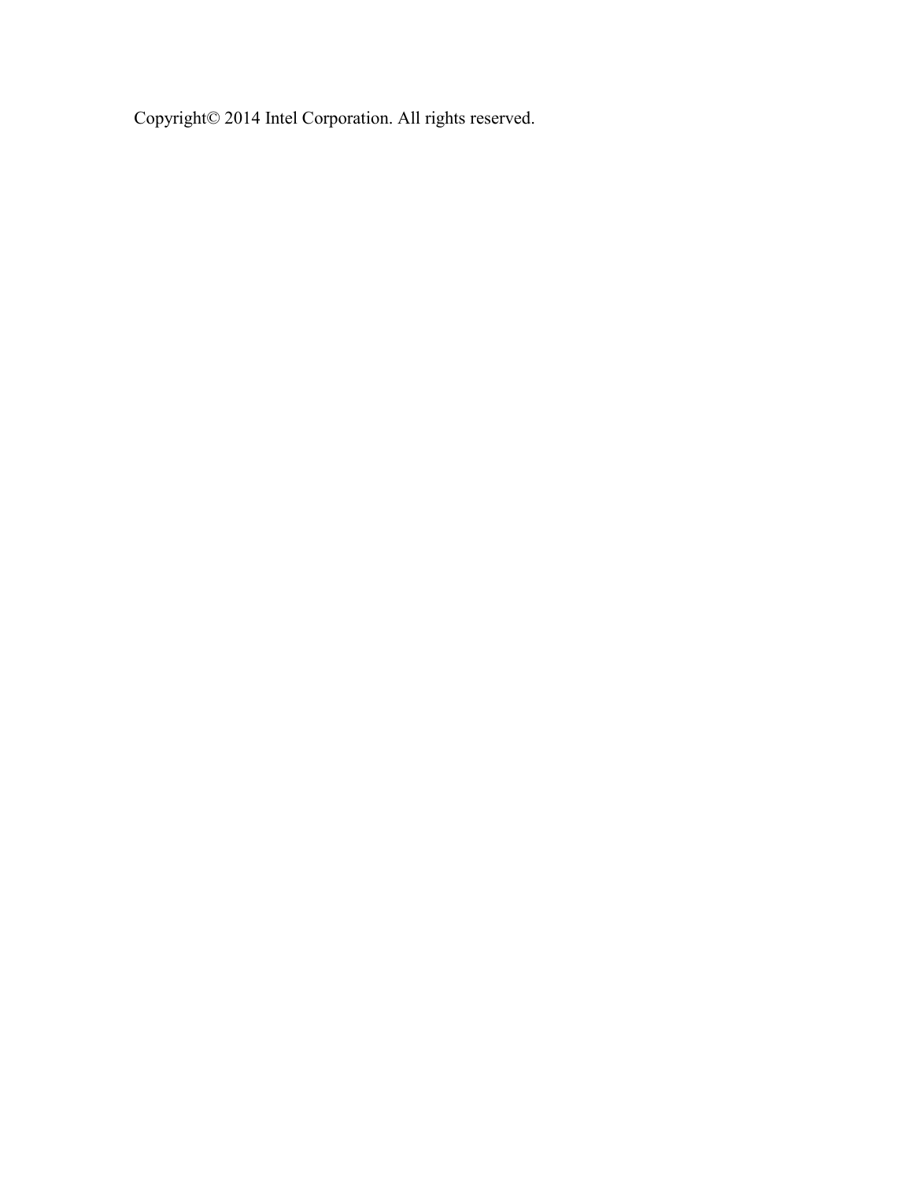Copyright© 2014 Intel Corporation. All rights reserved.